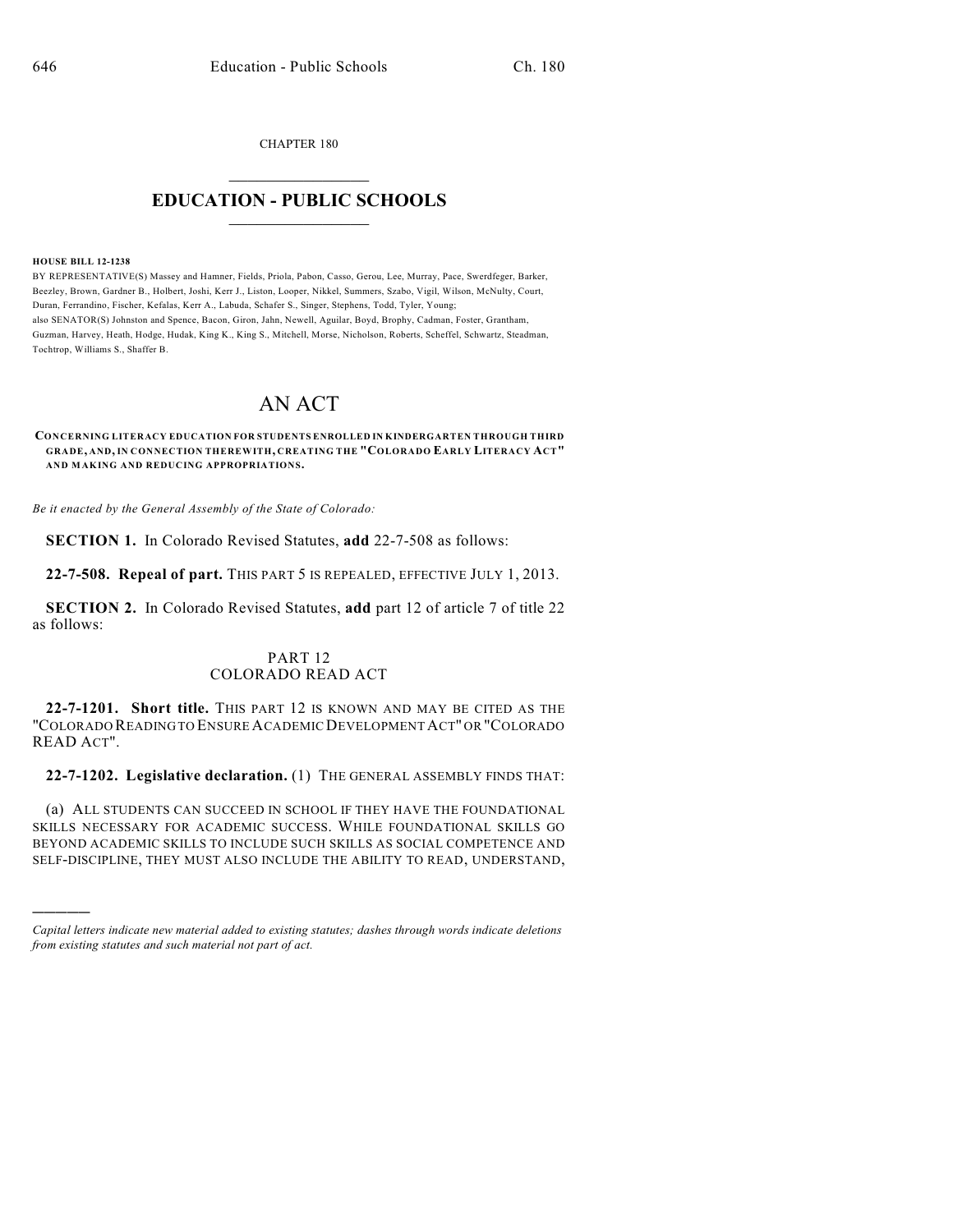CHAPTER 180

# EDUCATION - PUBLIC SCHOOLS

**HOUSE BILL 12-1238**

BY REPRESENTATIVE(S) Massey and Hamner, Fields, Priola, Pabon, Casso, Gerou, Lee, Murray, Pace, Swerdfeger, Barker, Beezley, Brown, Gardner B., Holbert, Joshi, Kerr J., Liston, Looper, Nikkel, Summers, Szabo, Vigil, Wilson, McNulty, Court, Duran, Ferrandino, Fischer, Kefalas, Kerr A., Labuda, Schafer S., Singer, Stephens, Todd, Tyler, Young;
also SENATOR(S) Johnston and Spence, Bacon, Giron, Jahn, Newell, Aguilar, Boyd, Brophy, Cadman, Foster, Grantham, Guzman, Harvey, Heath, Hodge, Hudak, King K., King S., Mitchell, Morse, Nicholson, Roberts, Scheffel, Schwartz, Steadman, Tochtrop, Williams S., Shaffer B.

# AN ACT

**CONCERNING LITERACY EDUCATION FOR STUDENTS ENROLLED IN KINDERGARTEN THROUGH THIRD GRADE, AND, IN CONNECTION THEREWITH, CREATING THE "COLORADO EARLY LITERACY ACT" AND MAKING AND REDUCING APPROPRIATIONS.**

*Be it enacted by the General Assembly of the State of Colorado:*

**SECTION 1.** In Colorado Revised Statutes, **add** 22-7-508 as follows:

**22-7-508. Repeal of part.** THIS PART 5 IS REPEALED, EFFECTIVE JULY 1, 2013.

**SECTION 2.** In Colorado Revised Statutes, **add** part 12 of article 7 of title 22 as follows:

## PART 12
## COLORADO READ ACT

**22-7-1201. Short title.** THIS PART 12 IS KNOWN AND MAY BE CITED AS THE "COLORADO READING TO ENSURE ACADEMIC DEVELOPMENT ACT" OR "COLORADO READ ACT".

**22-7-1202. Legislative declaration.** (1) THE GENERAL ASSEMBLY FINDS THAT:

(a) ALL STUDENTS CAN SUCCEED IN SCHOOL IF THEY HAVE THE FOUNDATIONAL SKILLS NECESSARY FOR ACADEMIC SUCCESS. WHILE FOUNDATIONAL SKILLS GO BEYOND ACADEMIC SKILLS TO INCLUDE SUCH SKILLS AS SOCIAL COMPETENCE AND SELF-DISCIPLINE, THEY MUST ALSO INCLUDE THE ABILITY TO READ, UNDERSTAND,

---

*Capital letters indicate new material added to existing statutes; dashes through words indicate deletions from existing statutes and such material not part of act.*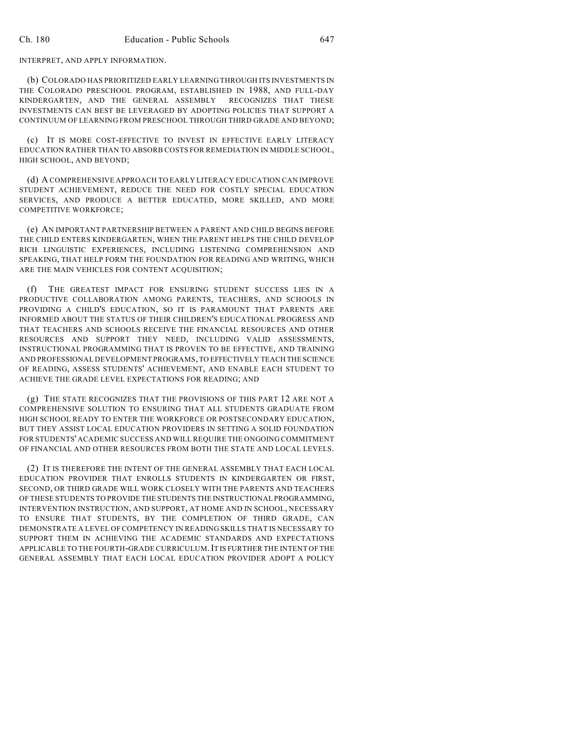INTERPRET, AND APPLY INFORMATION.

(b) COLORADO HAS PRIORITIZED EARLY LEARNING THROUGH ITS INVESTMENTS IN THE COLORADO PRESCHOOL PROGRAM, ESTABLISHED IN 1988, AND FULL-DAY KINDERGARTEN, AND THE GENERAL ASSEMBLY RECOGNIZES THAT THESE INVESTMENTS CAN BEST BE LEVERAGED BY ADOPTING POLICIES THAT SUPPORT A CONTINUUM OF LEARNING FROM PRESCHOOL THROUGH THIRD GRADE AND BEYOND;

(c) IT IS MORE COST-EFFECTIVE TO INVEST IN EFFECTIVE EARLY LITERACY EDUCATION RATHER THAN TO ABSORB COSTS FOR REMEDIATION IN MIDDLE SCHOOL, HIGH SCHOOL, AND BEYOND;

(d) A COMPREHENSIVE APPROACH TO EARLY LITERACY EDUCATION CAN IMPROVE STUDENT ACHIEVEMENT, REDUCE THE NEED FOR COSTLY SPECIAL EDUCATION SERVICES, AND PRODUCE A BETTER EDUCATED, MORE SKILLED, AND MORE COMPETITIVE WORKFORCE;

(e) AN IMPORTANT PARTNERSHIP BETWEEN A PARENT AND CHILD BEGINS BEFORE THE CHILD ENTERS KINDERGARTEN, WHEN THE PARENT HELPS THE CHILD DEVELOP RICH LINGUISTIC EXPERIENCES, INCLUDING LISTENING COMPREHENSION AND SPEAKING, THAT HELP FORM THE FOUNDATION FOR READING AND WRITING, WHICH ARE THE MAIN VEHICLES FOR CONTENT ACQUISITION;

(f) THE GREATEST IMPACT FOR ENSURING STUDENT SUCCESS LIES IN A PRODUCTIVE COLLABORATION AMONG PARENTS, TEACHERS, AND SCHOOLS IN PROVIDING A CHILD'S EDUCATION, SO IT IS PARAMOUNT THAT PARENTS ARE INFORMED ABOUT THE STATUS OF THEIR CHILDREN'S EDUCATIONAL PROGRESS AND THAT TEACHERS AND SCHOOLS RECEIVE THE FINANCIAL RESOURCES AND OTHER RESOURCES AND SUPPORT THEY NEED, INCLUDING VALID ASSESSMENTS, INSTRUCTIONAL PROGRAMMING THAT IS PROVEN TO BE EFFECTIVE, AND TRAINING AND PROFESSIONAL DEVELOPMENT PROGRAMS, TO EFFECTIVELY TEACH THE SCIENCE OF READING, ASSESS STUDENTS' ACHIEVEMENT, AND ENABLE EACH STUDENT TO ACHIEVE THE GRADE LEVEL EXPECTATIONS FOR READING; AND

(g) THE STATE RECOGNIZES THAT THE PROVISIONS OF THIS PART 12 ARE NOT A COMPREHENSIVE SOLUTION TO ENSURING THAT ALL STUDENTS GRADUATE FROM HIGH SCHOOL READY TO ENTER THE WORKFORCE OR POSTSECONDARY EDUCATION, BUT THEY ASSIST LOCAL EDUCATION PROVIDERS IN SETTING A SOLID FOUNDATION FOR STUDENTS' ACADEMIC SUCCESS AND WILL REQUIRE THE ONGOING COMMITMENT OF FINANCIAL AND OTHER RESOURCES FROM BOTH THE STATE AND LOCAL LEVELS.

(2) IT IS THEREFORE THE INTENT OF THE GENERAL ASSEMBLY THAT EACH LOCAL EDUCATION PROVIDER THAT ENROLLS STUDENTS IN KINDERGARTEN OR FIRST, SECOND, OR THIRD GRADE WILL WORK CLOSELY WITH THE PARENTS AND TEACHERS OF THESE STUDENTS TO PROVIDE THE STUDENTS THE INSTRUCTIONAL PROGRAMMING, INTERVENTION INSTRUCTION, AND SUPPORT, AT HOME AND IN SCHOOL, NECESSARY TO ENSURE THAT STUDENTS, BY THE COMPLETION OF THIRD GRADE, CAN DEMONSTRATE A LEVEL OF COMPETENCY IN READING SKILLS THAT IS NECESSARY TO SUPPORT THEM IN ACHIEVING THE ACADEMIC STANDARDS AND EXPECTATIONS APPLICABLE TO THE FOURTH-GRADE CURRICULUM. IT IS FURTHER THE INTENT OF THE GENERAL ASSEMBLY THAT EACH LOCAL EDUCATION PROVIDER ADOPT A POLICY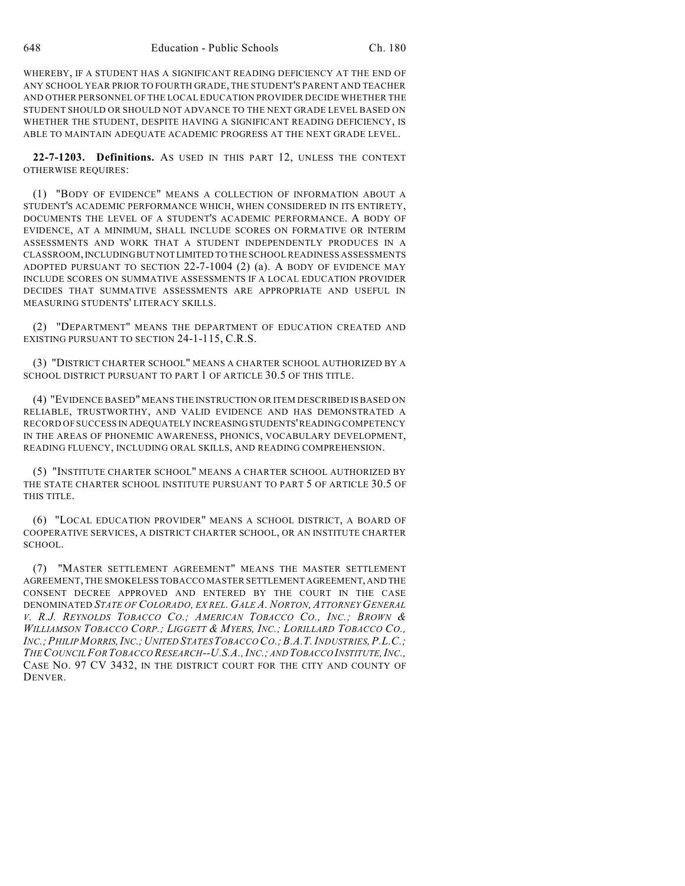WHEREBY, IF A STUDENT HAS A SIGNIFICANT READING DEFICIENCY AT THE END OF ANY SCHOOL YEAR PRIOR TO FOURTH GRADE, THE STUDENT'S PARENT AND TEACHER AND OTHER PERSONNEL OF THE LOCAL EDUCATION PROVIDER DECIDE WHETHER THE STUDENT SHOULD OR SHOULD NOT ADVANCE TO THE NEXT GRADE LEVEL BASED ON WHETHER THE STUDENT, DESPITE HAVING A SIGNIFICANT READING DEFICIENCY, IS ABLE TO MAINTAIN ADEQUATE ACADEMIC PROGRESS AT THE NEXT GRADE LEVEL.

**22-7-1203. Definitions.** AS USED IN THIS PART 12, UNLESS THE CONTEXT OTHERWISE REQUIRES:

(1) "BODY OF EVIDENCE" MEANS A COLLECTION OF INFORMATION ABOUT A STUDENT'S ACADEMIC PERFORMANCE WHICH, WHEN CONSIDERED IN ITS ENTIRETY, DOCUMENTS THE LEVEL OF A STUDENT'S ACADEMIC PERFORMANCE. A BODY OF EVIDENCE, AT A MINIMUM, SHALL INCLUDE SCORES ON FORMATIVE OR INTERIM ASSESSMENTS AND WORK THAT A STUDENT INDEPENDENTLY PRODUCES IN A CLASSROOM, INCLUDING BUT NOT LIMITED TO THE SCHOOL READINESS ASSESSMENTS ADOPTED PURSUANT TO SECTION 22-7-1004 (2) (a). A BODY OF EVIDENCE MAY INCLUDE SCORES ON SUMMATIVE ASSESSMENTS IF A LOCAL EDUCATION PROVIDER DECIDES THAT SUMMATIVE ASSESSMENTS ARE APPROPRIATE AND USEFUL IN MEASURING STUDENTS' LITERACY SKILLS.

(2) "DEPARTMENT" MEANS THE DEPARTMENT OF EDUCATION CREATED AND EXISTING PURSUANT TO SECTION 24-1-115, C.R.S.

(3) "DISTRICT CHARTER SCHOOL" MEANS A CHARTER SCHOOL AUTHORIZED BY A SCHOOL DISTRICT PURSUANT TO PART 1 OF ARTICLE 30.5 OF THIS TITLE.

(4) "EVIDENCE BASED" MEANS THE INSTRUCTION OR ITEM DESCRIBED IS BASED ON RELIABLE, TRUSTWORTHY, AND VALID EVIDENCE AND HAS DEMONSTRATED A RECORD OF SUCCESS IN ADEQUATELY INCREASING STUDENTS' READING COMPETENCY IN THE AREAS OF PHONEMIC AWARENESS, PHONICS, VOCABULARY DEVELOPMENT, READING FLUENCY, INCLUDING ORAL SKILLS, AND READING COMPREHENSION.

(5) "INSTITUTE CHARTER SCHOOL" MEANS A CHARTER SCHOOL AUTHORIZED BY THE STATE CHARTER SCHOOL INSTITUTE PURSUANT TO PART 5 OF ARTICLE 30.5 OF THIS TITLE.

(6) "LOCAL EDUCATION PROVIDER" MEANS A SCHOOL DISTRICT, A BOARD OF COOPERATIVE SERVICES, A DISTRICT CHARTER SCHOOL, OR AN INSTITUTE CHARTER SCHOOL.

(7) "MASTER SETTLEMENT AGREEMENT" MEANS THE MASTER SETTLEMENT AGREEMENT, THE SMOKELESS TOBACCO MASTER SETTLEMENT AGREEMENT, AND THE CONSENT DECREE APPROVED AND ENTERED BY THE COURT IN THE CASE DENOMINATED *STATE OF COLORADO, EX REL. GALE A. NORTON, ATTORNEY GENERAL V. R.J. REYNOLDS TOBACCO CO.; AMERICAN TOBACCO CO., INC.; BROWN & WILLIAMSON TOBACCO CORP.; LIGGETT & MYERS, INC.; LORILLARD TOBACCO CO., INC.; PHILIP MORRIS, INC.; UNITED STATES TOBACCO CO.; B.A.T. INDUSTRIES, P.L.C.; THE COUNCIL FOR TOBACCO RESEARCH--U.S.A., INC.; AND TOBACCO INSTITUTE, INC.,* CASE NO. 97 CV 3432, IN THE DISTRICT COURT FOR THE CITY AND COUNTY OF DENVER.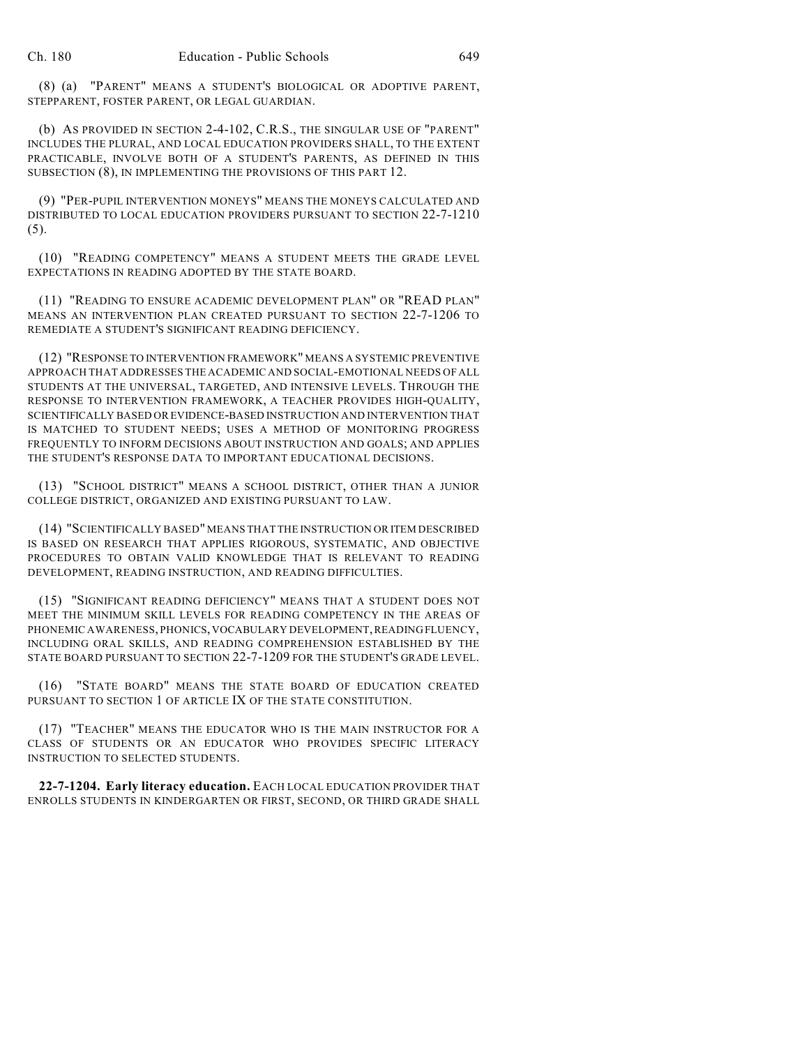(8) (a) "PARENT" MEANS A STUDENT'S BIOLOGICAL OR ADOPTIVE PARENT, STEPPARENT, FOSTER PARENT, OR LEGAL GUARDIAN.

(b) AS PROVIDED IN SECTION 2-4-102, C.R.S., THE SINGULAR USE OF "PARENT" INCLUDES THE PLURAL, AND LOCAL EDUCATION PROVIDERS SHALL, TO THE EXTENT PRACTICABLE, INVOLVE BOTH OF A STUDENT'S PARENTS, AS DEFINED IN THIS SUBSECTION (8), IN IMPLEMENTING THE PROVISIONS OF THIS PART 12.

(9) "PER-PUPIL INTERVENTION MONEYS" MEANS THE MONEYS CALCULATED AND DISTRIBUTED TO LOCAL EDUCATION PROVIDERS PURSUANT TO SECTION 22-7-1210 (5).

(10) "READING COMPETENCY" MEANS A STUDENT MEETS THE GRADE LEVEL EXPECTATIONS IN READING ADOPTED BY THE STATE BOARD.

(11) "READING TO ENSURE ACADEMIC DEVELOPMENT PLAN" OR "READ PLAN" MEANS AN INTERVENTION PLAN CREATED PURSUANT TO SECTION 22-7-1206 TO REMEDIATE A STUDENT'S SIGNIFICANT READING DEFICIENCY.

(12) "RESPONSE TO INTERVENTION FRAMEWORK" MEANS A SYSTEMIC PREVENTIVE APPROACH THAT ADDRESSES THE ACADEMIC AND SOCIAL-EMOTIONAL NEEDS OF ALL STUDENTS AT THE UNIVERSAL, TARGETED, AND INTENSIVE LEVELS. THROUGH THE RESPONSE TO INTERVENTION FRAMEWORK, A TEACHER PROVIDES HIGH-QUALITY, SCIENTIFICALLY BASED OR EVIDENCE-BASED INSTRUCTION AND INTERVENTION THAT IS MATCHED TO STUDENT NEEDS; USES A METHOD OF MONITORING PROGRESS FREQUENTLY TO INFORM DECISIONS ABOUT INSTRUCTION AND GOALS; AND APPLIES THE STUDENT'S RESPONSE DATA TO IMPORTANT EDUCATIONAL DECISIONS.

(13) "SCHOOL DISTRICT" MEANS A SCHOOL DISTRICT, OTHER THAN A JUNIOR COLLEGE DISTRICT, ORGANIZED AND EXISTING PURSUANT TO LAW.

(14) "SCIENTIFICALLY BASED" MEANS THAT THE INSTRUCTION OR ITEM DESCRIBED IS BASED ON RESEARCH THAT APPLIES RIGOROUS, SYSTEMATIC, AND OBJECTIVE PROCEDURES TO OBTAIN VALID KNOWLEDGE THAT IS RELEVANT TO READING DEVELOPMENT, READING INSTRUCTION, AND READING DIFFICULTIES.

(15) "SIGNIFICANT READING DEFICIENCY" MEANS THAT A STUDENT DOES NOT MEET THE MINIMUM SKILL LEVELS FOR READING COMPETENCY IN THE AREAS OF PHONEMIC AWARENESS, PHONICS, VOCABULARY DEVELOPMENT, READING FLUENCY, INCLUDING ORAL SKILLS, AND READING COMPREHENSION ESTABLISHED BY THE STATE BOARD PURSUANT TO SECTION 22-7-1209 FOR THE STUDENT'S GRADE LEVEL.

(16) "STATE BOARD" MEANS THE STATE BOARD OF EDUCATION CREATED PURSUANT TO SECTION 1 OF ARTICLE IX OF THE STATE CONSTITUTION.

(17) "TEACHER" MEANS THE EDUCATOR WHO IS THE MAIN INSTRUCTOR FOR A CLASS OF STUDENTS OR AN EDUCATOR WHO PROVIDES SPECIFIC LITERACY INSTRUCTION TO SELECTED STUDENTS.

**22-7-1204. Early literacy education.** EACH LOCAL EDUCATION PROVIDER THAT ENROLLS STUDENTS IN KINDERGARTEN OR FIRST, SECOND, OR THIRD GRADE SHALL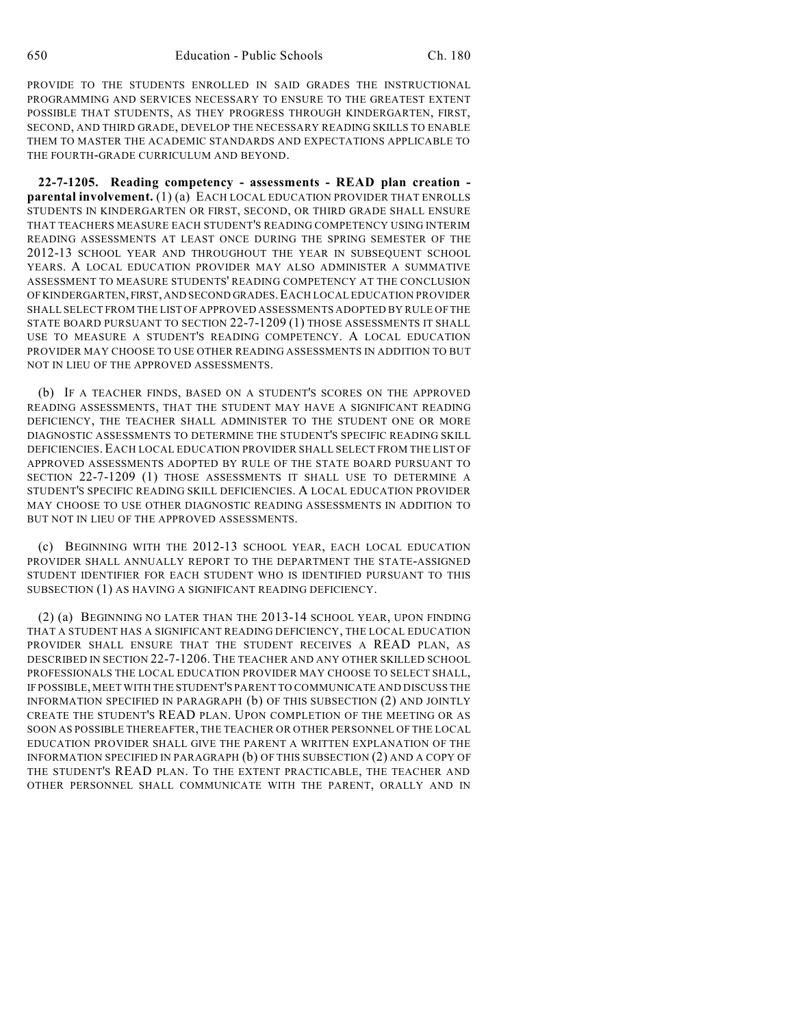PROVIDE TO THE STUDENTS ENROLLED IN SAID GRADES THE INSTRUCTIONAL PROGRAMMING AND SERVICES NECESSARY TO ENSURE TO THE GREATEST EXTENT POSSIBLE THAT STUDENTS, AS THEY PROGRESS THROUGH KINDERGARTEN, FIRST, SECOND, AND THIRD GRADE, DEVELOP THE NECESSARY READING SKILLS TO ENABLE THEM TO MASTER THE ACADEMIC STANDARDS AND EXPECTATIONS APPLICABLE TO THE FOURTH-GRADE CURRICULUM AND BEYOND.

**22-7-1205. Reading competency - assessments - READ plan creation - parental involvement.** (1) (a) EACH LOCAL EDUCATION PROVIDER THAT ENROLLS STUDENTS IN KINDERGARTEN OR FIRST, SECOND, OR THIRD GRADE SHALL ENSURE THAT TEACHERS MEASURE EACH STUDENT'S READING COMPETENCY USING INTERIM READING ASSESSMENTS AT LEAST ONCE DURING THE SPRING SEMESTER OF THE 2012-13 SCHOOL YEAR AND THROUGHOUT THE YEAR IN SUBSEQUENT SCHOOL YEARS. A LOCAL EDUCATION PROVIDER MAY ALSO ADMINISTER A SUMMATIVE ASSESSMENT TO MEASURE STUDENTS' READING COMPETENCY AT THE CONCLUSION OF KINDERGARTEN, FIRST, AND SECOND GRADES. EACH LOCAL EDUCATION PROVIDER SHALL SELECT FROM THE LIST OF APPROVED ASSESSMENTS ADOPTED BY RULE OF THE STATE BOARD PURSUANT TO SECTION 22-7-1209 (1) THOSE ASSESSMENTS IT SHALL USE TO MEASURE A STUDENT'S READING COMPETENCY. A LOCAL EDUCATION PROVIDER MAY CHOOSE TO USE OTHER READING ASSESSMENTS IN ADDITION TO BUT NOT IN LIEU OF THE APPROVED ASSESSMENTS.

(b) IF A TEACHER FINDS, BASED ON A STUDENT'S SCORES ON THE APPROVED READING ASSESSMENTS, THAT THE STUDENT MAY HAVE A SIGNIFICANT READING DEFICIENCY, THE TEACHER SHALL ADMINISTER TO THE STUDENT ONE OR MORE DIAGNOSTIC ASSESSMENTS TO DETERMINE THE STUDENT'S SPECIFIC READING SKILL DEFICIENCIES. EACH LOCAL EDUCATION PROVIDER SHALL SELECT FROM THE LIST OF APPROVED ASSESSMENTS ADOPTED BY RULE OF THE STATE BOARD PURSUANT TO SECTION 22-7-1209 (1) THOSE ASSESSMENTS IT SHALL USE TO DETERMINE A STUDENT'S SPECIFIC READING SKILL DEFICIENCIES. A LOCAL EDUCATION PROVIDER MAY CHOOSE TO USE OTHER DIAGNOSTIC READING ASSESSMENTS IN ADDITION TO BUT NOT IN LIEU OF THE APPROVED ASSESSMENTS.

(c) BEGINNING WITH THE 2012-13 SCHOOL YEAR, EACH LOCAL EDUCATION PROVIDER SHALL ANNUALLY REPORT TO THE DEPARTMENT THE STATE-ASSIGNED STUDENT IDENTIFIER FOR EACH STUDENT WHO IS IDENTIFIED PURSUANT TO THIS SUBSECTION (1) AS HAVING A SIGNIFICANT READING DEFICIENCY.

(2) (a) BEGINNING NO LATER THAN THE 2013-14 SCHOOL YEAR, UPON FINDING THAT A STUDENT HAS A SIGNIFICANT READING DEFICIENCY, THE LOCAL EDUCATION PROVIDER SHALL ENSURE THAT THE STUDENT RECEIVES A READ PLAN, AS DESCRIBED IN SECTION 22-7-1206. THE TEACHER AND ANY OTHER SKILLED SCHOOL PROFESSIONALS THE LOCAL EDUCATION PROVIDER MAY CHOOSE TO SELECT SHALL, IF POSSIBLE, MEET WITH THE STUDENT'S PARENT TO COMMUNICATE AND DISCUSS THE INFORMATION SPECIFIED IN PARAGRAPH (b) OF THIS SUBSECTION (2) AND JOINTLY CREATE THE STUDENT'S READ PLAN. UPON COMPLETION OF THE MEETING OR AS SOON AS POSSIBLE THEREAFTER, THE TEACHER OR OTHER PERSONNEL OF THE LOCAL EDUCATION PROVIDER SHALL GIVE THE PARENT A WRITTEN EXPLANATION OF THE INFORMATION SPECIFIED IN PARAGRAPH (b) OF THIS SUBSECTION (2) AND A COPY OF THE STUDENT'S READ PLAN. TO THE EXTENT PRACTICABLE, THE TEACHER AND OTHER PERSONNEL SHALL COMMUNICATE WITH THE PARENT, ORALLY AND IN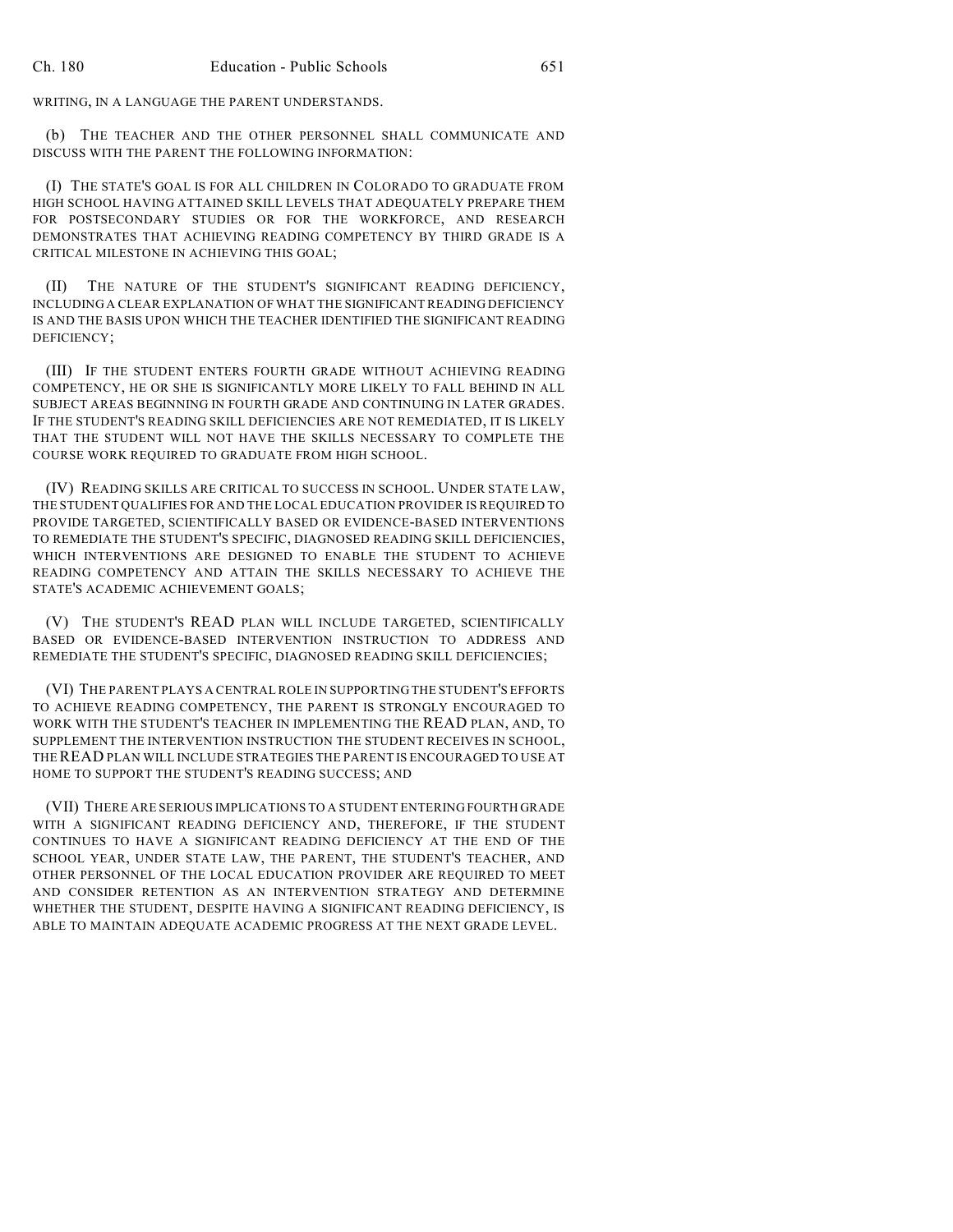WRITING, IN A LANGUAGE THE PARENT UNDERSTANDS.

(b) THE TEACHER AND THE OTHER PERSONNEL SHALL COMMUNICATE AND DISCUSS WITH THE PARENT THE FOLLOWING INFORMATION:

(I) THE STATE'S GOAL IS FOR ALL CHILDREN IN COLORADO TO GRADUATE FROM HIGH SCHOOL HAVING ATTAINED SKILL LEVELS THAT ADEQUATELY PREPARE THEM FOR POSTSECONDARY STUDIES OR FOR THE WORKFORCE, AND RESEARCH DEMONSTRATES THAT ACHIEVING READING COMPETENCY BY THIRD GRADE IS A CRITICAL MILESTONE IN ACHIEVING THIS GOAL;

(II) THE NATURE OF THE STUDENT'S SIGNIFICANT READING DEFICIENCY, INCLUDING A CLEAR EXPLANATION OF WHAT THE SIGNIFICANT READING DEFICIENCY IS AND THE BASIS UPON WHICH THE TEACHER IDENTIFIED THE SIGNIFICANT READING DEFICIENCY;

(III) IF THE STUDENT ENTERS FOURTH GRADE WITHOUT ACHIEVING READING COMPETENCY, HE OR SHE IS SIGNIFICANTLY MORE LIKELY TO FALL BEHIND IN ALL SUBJECT AREAS BEGINNING IN FOURTH GRADE AND CONTINUING IN LATER GRADES. IF THE STUDENT'S READING SKILL DEFICIENCIES ARE NOT REMEDIATED, IT IS LIKELY THAT THE STUDENT WILL NOT HAVE THE SKILLS NECESSARY TO COMPLETE THE COURSE WORK REQUIRED TO GRADUATE FROM HIGH SCHOOL.

(IV) READING SKILLS ARE CRITICAL TO SUCCESS IN SCHOOL. UNDER STATE LAW, THE STUDENT QUALIFIES FOR AND THE LOCAL EDUCATION PROVIDER IS REQUIRED TO PROVIDE TARGETED, SCIENTIFICALLY BASED OR EVIDENCE-BASED INTERVENTIONS TO REMEDIATE THE STUDENT'S SPECIFIC, DIAGNOSED READING SKILL DEFICIENCIES, WHICH INTERVENTIONS ARE DESIGNED TO ENABLE THE STUDENT TO ACHIEVE READING COMPETENCY AND ATTAIN THE SKILLS NECESSARY TO ACHIEVE THE STATE'S ACADEMIC ACHIEVEMENT GOALS;

(V) THE STUDENT'S READ PLAN WILL INCLUDE TARGETED, SCIENTIFICALLY BASED OR EVIDENCE-BASED INTERVENTION INSTRUCTION TO ADDRESS AND REMEDIATE THE STUDENT'S SPECIFIC, DIAGNOSED READING SKILL DEFICIENCIES;

(VI) THE PARENT PLAYS A CENTRAL ROLE IN SUPPORTING THE STUDENT'S EFFORTS TO ACHIEVE READING COMPETENCY, THE PARENT IS STRONGLY ENCOURAGED TO WORK WITH THE STUDENT'S TEACHER IN IMPLEMENTING THE READ PLAN, AND, TO SUPPLEMENT THE INTERVENTION INSTRUCTION THE STUDENT RECEIVES IN SCHOOL, THE READ PLAN WILL INCLUDE STRATEGIES THE PARENT IS ENCOURAGED TO USE AT HOME TO SUPPORT THE STUDENT'S READING SUCCESS; AND

(VII) THERE ARE SERIOUS IMPLICATIONS TO A STUDENT ENTERING FOURTH GRADE WITH A SIGNIFICANT READING DEFICIENCY AND, THEREFORE, IF THE STUDENT CONTINUES TO HAVE A SIGNIFICANT READING DEFICIENCY AT THE END OF THE SCHOOL YEAR, UNDER STATE LAW, THE PARENT, THE STUDENT'S TEACHER, AND OTHER PERSONNEL OF THE LOCAL EDUCATION PROVIDER ARE REQUIRED TO MEET AND CONSIDER RETENTION AS AN INTERVENTION STRATEGY AND DETERMINE WHETHER THE STUDENT, DESPITE HAVING A SIGNIFICANT READING DEFICIENCY, IS ABLE TO MAINTAIN ADEQUATE ACADEMIC PROGRESS AT THE NEXT GRADE LEVEL.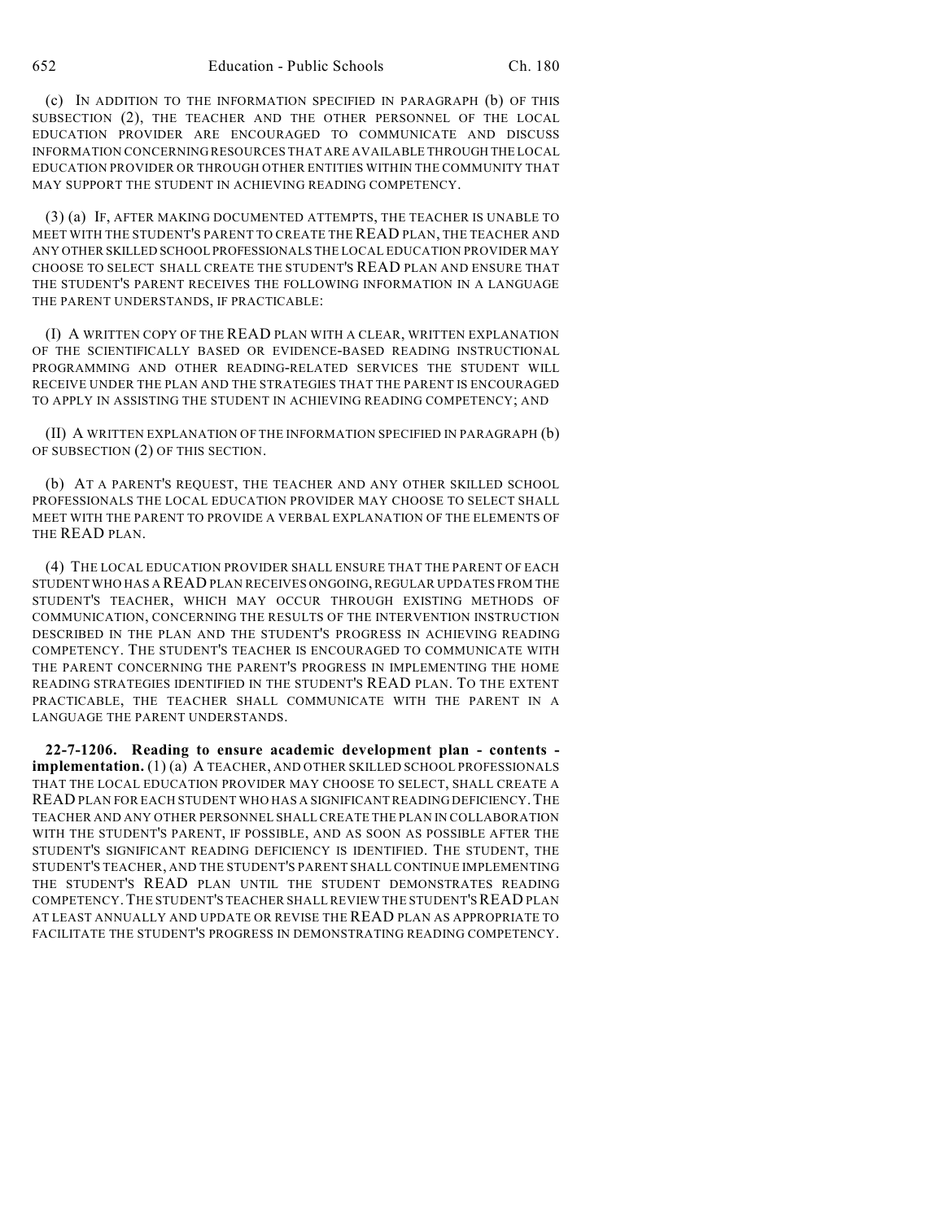(c) IN ADDITION TO THE INFORMATION SPECIFIED IN PARAGRAPH (b) OF THIS SUBSECTION (2), THE TEACHER AND THE OTHER PERSONNEL OF THE LOCAL EDUCATION PROVIDER ARE ENCOURAGED TO COMMUNICATE AND DISCUSS INFORMATION CONCERNING RESOURCES THAT ARE AVAILABLE THROUGH THE LOCAL EDUCATION PROVIDER OR THROUGH OTHER ENTITIES WITHIN THE COMMUNITY THAT MAY SUPPORT THE STUDENT IN ACHIEVING READING COMPETENCY.

(3) (a) IF, AFTER MAKING DOCUMENTED ATTEMPTS, THE TEACHER IS UNABLE TO MEET WITH THE STUDENT'S PARENT TO CREATE THE READ PLAN, THE TEACHER AND ANY OTHER SKILLED SCHOOL PROFESSIONALS THE LOCAL EDUCATION PROVIDER MAY CHOOSE TO SELECT SHALL CREATE THE STUDENT'S READ PLAN AND ENSURE THAT THE STUDENT'S PARENT RECEIVES THE FOLLOWING INFORMATION IN A LANGUAGE THE PARENT UNDERSTANDS, IF PRACTICABLE:

(I) A WRITTEN COPY OF THE READ PLAN WITH A CLEAR, WRITTEN EXPLANATION OF THE SCIENTIFICALLY BASED OR EVIDENCE-BASED READING INSTRUCTIONAL PROGRAMMING AND OTHER READING-RELATED SERVICES THE STUDENT WILL RECEIVE UNDER THE PLAN AND THE STRATEGIES THAT THE PARENT IS ENCOURAGED TO APPLY IN ASSISTING THE STUDENT IN ACHIEVING READING COMPETENCY; AND

(II) A WRITTEN EXPLANATION OF THE INFORMATION SPECIFIED IN PARAGRAPH (b) OF SUBSECTION (2) OF THIS SECTION.

(b) AT A PARENT'S REQUEST, THE TEACHER AND ANY OTHER SKILLED SCHOOL PROFESSIONALS THE LOCAL EDUCATION PROVIDER MAY CHOOSE TO SELECT SHALL MEET WITH THE PARENT TO PROVIDE A VERBAL EXPLANATION OF THE ELEMENTS OF THE READ PLAN.

(4) THE LOCAL EDUCATION PROVIDER SHALL ENSURE THAT THE PARENT OF EACH STUDENT WHO HAS A READ PLAN RECEIVES ONGOING, REGULAR UPDATES FROM THE STUDENT'S TEACHER, WHICH MAY OCCUR THROUGH EXISTING METHODS OF COMMUNICATION, CONCERNING THE RESULTS OF THE INTERVENTION INSTRUCTION DESCRIBED IN THE PLAN AND THE STUDENT'S PROGRESS IN ACHIEVING READING COMPETENCY. THE STUDENT'S TEACHER IS ENCOURAGED TO COMMUNICATE WITH THE PARENT CONCERNING THE PARENT'S PROGRESS IN IMPLEMENTING THE HOME READING STRATEGIES IDENTIFIED IN THE STUDENT'S READ PLAN. TO THE EXTENT PRACTICABLE, THE TEACHER SHALL COMMUNICATE WITH THE PARENT IN A LANGUAGE THE PARENT UNDERSTANDS.

**22-7-1206. Reading to ensure academic development plan - contents - implementation.** (1) (a) A TEACHER, AND OTHER SKILLED SCHOOL PROFESSIONALS THAT THE LOCAL EDUCATION PROVIDER MAY CHOOSE TO SELECT, SHALL CREATE A READ PLAN FOR EACH STUDENT WHO HAS A SIGNIFICANT READING DEFICIENCY. THE TEACHER AND ANY OTHER PERSONNEL SHALL CREATE THE PLAN IN COLLABORATION WITH THE STUDENT'S PARENT, IF POSSIBLE, AND AS SOON AS POSSIBLE AFTER THE STUDENT'S SIGNIFICANT READING DEFICIENCY IS IDENTIFIED. THE STUDENT, THE STUDENT'S TEACHER, AND THE STUDENT'S PARENT SHALL CONTINUE IMPLEMENTING THE STUDENT'S READ PLAN UNTIL THE STUDENT DEMONSTRATES READING COMPETENCY. THE STUDENT'S TEACHER SHALL REVIEW THE STUDENT'S READ PLAN AT LEAST ANNUALLY AND UPDATE OR REVISE THE READ PLAN AS APPROPRIATE TO FACILITATE THE STUDENT'S PROGRESS IN DEMONSTRATING READING COMPETENCY.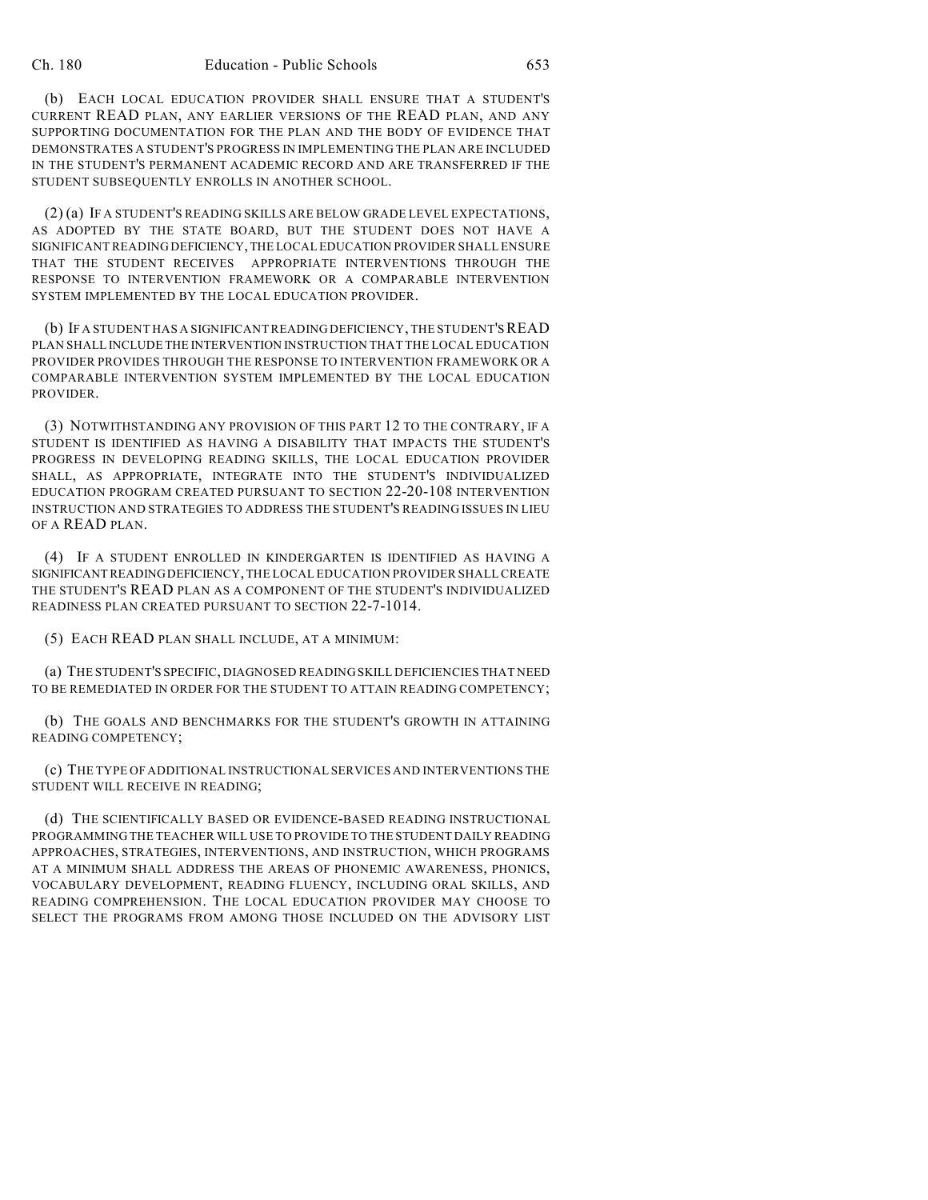(b) EACH LOCAL EDUCATION PROVIDER SHALL ENSURE THAT A STUDENT'S CURRENT READ PLAN, ANY EARLIER VERSIONS OF THE READ PLAN, AND ANY SUPPORTING DOCUMENTATION FOR THE PLAN AND THE BODY OF EVIDENCE THAT DEMONSTRATES A STUDENT'S PROGRESS IN IMPLEMENTING THE PLAN ARE INCLUDED IN THE STUDENT'S PERMANENT ACADEMIC RECORD AND ARE TRANSFERRED IF THE STUDENT SUBSEQUENTLY ENROLLS IN ANOTHER SCHOOL.

(2) (a) IF A STUDENT'S READING SKILLS ARE BELOW GRADE LEVEL EXPECTATIONS, AS ADOPTED BY THE STATE BOARD, BUT THE STUDENT DOES NOT HAVE A SIGNIFICANT READING DEFICIENCY, THE LOCAL EDUCATION PROVIDER SHALL ENSURE THAT THE STUDENT RECEIVES APPROPRIATE INTERVENTIONS THROUGH THE RESPONSE TO INTERVENTION FRAMEWORK OR A COMPARABLE INTERVENTION SYSTEM IMPLEMENTED BY THE LOCAL EDUCATION PROVIDER.

(b) IF A STUDENT HAS A SIGNIFICANT READING DEFICIENCY, THE STUDENT'S READ PLAN SHALL INCLUDE THE INTERVENTION INSTRUCTION THAT THE LOCAL EDUCATION PROVIDER PROVIDES THROUGH THE RESPONSE TO INTERVENTION FRAMEWORK OR A COMPARABLE INTERVENTION SYSTEM IMPLEMENTED BY THE LOCAL EDUCATION PROVIDER.

(3) NOTWITHSTANDING ANY PROVISION OF THIS PART 12 TO THE CONTRARY, IF A STUDENT IS IDENTIFIED AS HAVING A DISABILITY THAT IMPACTS THE STUDENT'S PROGRESS IN DEVELOPING READING SKILLS, THE LOCAL EDUCATION PROVIDER SHALL, AS APPROPRIATE, INTEGRATE INTO THE STUDENT'S INDIVIDUALIZED EDUCATION PROGRAM CREATED PURSUANT TO SECTION 22-20-108 INTERVENTION INSTRUCTION AND STRATEGIES TO ADDRESS THE STUDENT'S READING ISSUES IN LIEU OF A READ PLAN.

(4) IF A STUDENT ENROLLED IN KINDERGARTEN IS IDENTIFIED AS HAVING A SIGNIFICANT READING DEFICIENCY, THE LOCAL EDUCATION PROVIDER SHALL CREATE THE STUDENT'S READ PLAN AS A COMPONENT OF THE STUDENT'S INDIVIDUALIZED READINESS PLAN CREATED PURSUANT TO SECTION 22-7-1014.

(5) EACH READ PLAN SHALL INCLUDE, AT A MINIMUM:

(a) THE STUDENT'S SPECIFIC, DIAGNOSED READING SKILL DEFICIENCIES THAT NEED TO BE REMEDIATED IN ORDER FOR THE STUDENT TO ATTAIN READING COMPETENCY;

(b) THE GOALS AND BENCHMARKS FOR THE STUDENT'S GROWTH IN ATTAINING READING COMPETENCY;

(c) THE TYPE OF ADDITIONAL INSTRUCTIONAL SERVICES AND INTERVENTIONS THE STUDENT WILL RECEIVE IN READING;

(d) THE SCIENTIFICALLY BASED OR EVIDENCE-BASED READING INSTRUCTIONAL PROGRAMMING THE TEACHER WILL USE TO PROVIDE TO THE STUDENT DAILY READING APPROACHES, STRATEGIES, INTERVENTIONS, AND INSTRUCTION, WHICH PROGRAMS AT A MINIMUM SHALL ADDRESS THE AREAS OF PHONEMIC AWARENESS, PHONICS, VOCABULARY DEVELOPMENT, READING FLUENCY, INCLUDING ORAL SKILLS, AND READING COMPREHENSION. THE LOCAL EDUCATION PROVIDER MAY CHOOSE TO SELECT THE PROGRAMS FROM AMONG THOSE INCLUDED ON THE ADVISORY LIST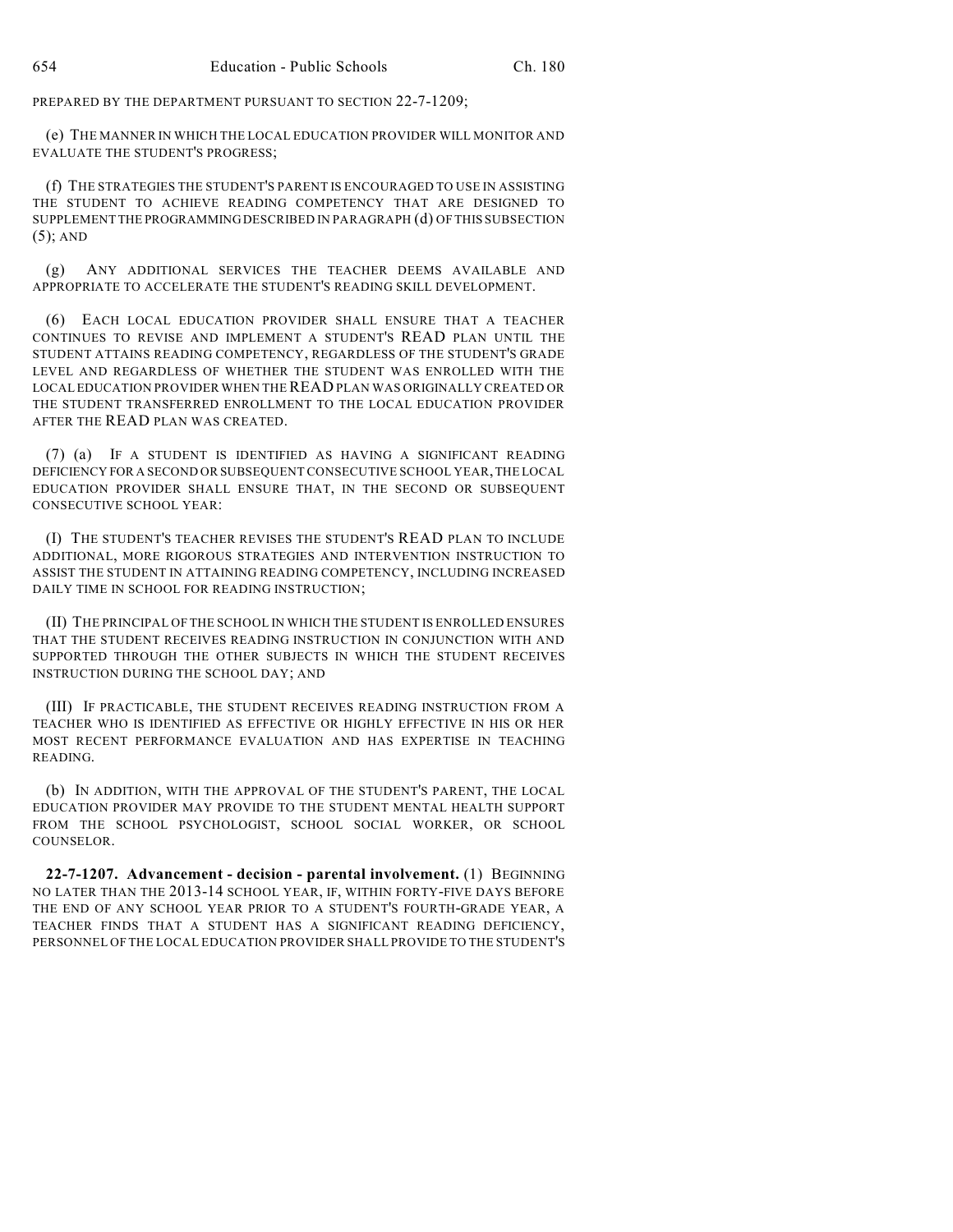PREPARED BY THE DEPARTMENT PURSUANT TO SECTION 22-7-1209;

(e) THE MANNER IN WHICH THE LOCAL EDUCATION PROVIDER WILL MONITOR AND EVALUATE THE STUDENT'S PROGRESS;

(f) THE STRATEGIES THE STUDENT'S PARENT IS ENCOURAGED TO USE IN ASSISTING THE STUDENT TO ACHIEVE READING COMPETENCY THAT ARE DESIGNED TO SUPPLEMENT THE PROGRAMMING DESCRIBED IN PARAGRAPH (d) OF THIS SUBSECTION (5); AND

(g) ANY ADDITIONAL SERVICES THE TEACHER DEEMS AVAILABLE AND APPROPRIATE TO ACCELERATE THE STUDENT'S READING SKILL DEVELOPMENT.

(6) EACH LOCAL EDUCATION PROVIDER SHALL ENSURE THAT A TEACHER CONTINUES TO REVISE AND IMPLEMENT A STUDENT'S READ PLAN UNTIL THE STUDENT ATTAINS READING COMPETENCY, REGARDLESS OF THE STUDENT'S GRADE LEVEL AND REGARDLESS OF WHETHER THE STUDENT WAS ENROLLED WITH THE LOCAL EDUCATION PROVIDER WHEN THE READ PLAN WAS ORIGINALLY CREATED OR THE STUDENT TRANSFERRED ENROLLMENT TO THE LOCAL EDUCATION PROVIDER AFTER THE READ PLAN WAS CREATED.

(7) (a) IF A STUDENT IS IDENTIFIED AS HAVING A SIGNIFICANT READING DEFICIENCY FOR A SECOND OR SUBSEQUENT CONSECUTIVE SCHOOL YEAR, THE LOCAL EDUCATION PROVIDER SHALL ENSURE THAT, IN THE SECOND OR SUBSEQUENT CONSECUTIVE SCHOOL YEAR:

(I) THE STUDENT'S TEACHER REVISES THE STUDENT'S READ PLAN TO INCLUDE ADDITIONAL, MORE RIGOROUS STRATEGIES AND INTERVENTION INSTRUCTION TO ASSIST THE STUDENT IN ATTAINING READING COMPETENCY, INCLUDING INCREASED DAILY TIME IN SCHOOL FOR READING INSTRUCTION;

(II) THE PRINCIPAL OF THE SCHOOL IN WHICH THE STUDENT IS ENROLLED ENSURES THAT THE STUDENT RECEIVES READING INSTRUCTION IN CONJUNCTION WITH AND SUPPORTED THROUGH THE OTHER SUBJECTS IN WHICH THE STUDENT RECEIVES INSTRUCTION DURING THE SCHOOL DAY; AND

(III) IF PRACTICABLE, THE STUDENT RECEIVES READING INSTRUCTION FROM A TEACHER WHO IS IDENTIFIED AS EFFECTIVE OR HIGHLY EFFECTIVE IN HIS OR HER MOST RECENT PERFORMANCE EVALUATION AND HAS EXPERTISE IN TEACHING READING.

(b) IN ADDITION, WITH THE APPROVAL OF THE STUDENT'S PARENT, THE LOCAL EDUCATION PROVIDER MAY PROVIDE TO THE STUDENT MENTAL HEALTH SUPPORT FROM THE SCHOOL PSYCHOLOGIST, SCHOOL SOCIAL WORKER, OR SCHOOL COUNSELOR.

**22-7-1207. Advancement - decision - parental involvement.** (1) BEGINNING NO LATER THAN THE 2013-14 SCHOOL YEAR, IF, WITHIN FORTY-FIVE DAYS BEFORE THE END OF ANY SCHOOL YEAR PRIOR TO A STUDENT'S FOURTH-GRADE YEAR, A TEACHER FINDS THAT A STUDENT HAS A SIGNIFICANT READING DEFICIENCY, PERSONNEL OF THE LOCAL EDUCATION PROVIDER SHALL PROVIDE TO THE STUDENT'S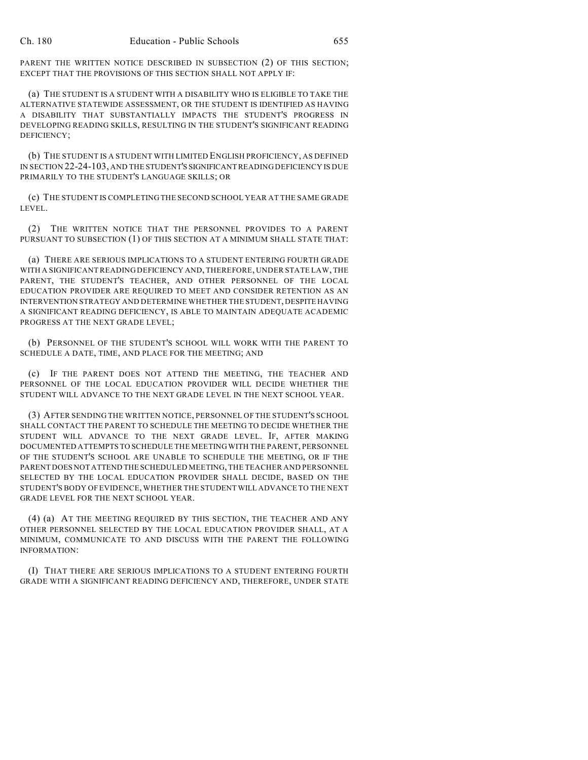PARENT THE WRITTEN NOTICE DESCRIBED IN SUBSECTION (2) OF THIS SECTION; EXCEPT THAT THE PROVISIONS OF THIS SECTION SHALL NOT APPLY IF:

(a) THE STUDENT IS A STUDENT WITH A DISABILITY WHO IS ELIGIBLE TO TAKE THE ALTERNATIVE STATEWIDE ASSESSMENT, OR THE STUDENT IS IDENTIFIED AS HAVING A DISABILITY THAT SUBSTANTIALLY IMPACTS THE STUDENT'S PROGRESS IN DEVELOPING READING SKILLS, RESULTING IN THE STUDENT'S SIGNIFICANT READING DEFICIENCY;

(b) THE STUDENT IS A STUDENT WITH LIMITED ENGLISH PROFICIENCY, AS DEFINED IN SECTION 22-24-103, AND THE STUDENT'S SIGNIFICANT READING DEFICIENCY IS DUE PRIMARILY TO THE STUDENT'S LANGUAGE SKILLS; OR

(c) THE STUDENT IS COMPLETING THE SECOND SCHOOL YEAR AT THE SAME GRADE LEVEL.

(2) THE WRITTEN NOTICE THAT THE PERSONNEL PROVIDES TO A PARENT PURSUANT TO SUBSECTION (1) OF THIS SECTION AT A MINIMUM SHALL STATE THAT:

(a) THERE ARE SERIOUS IMPLICATIONS TO A STUDENT ENTERING FOURTH GRADE WITH A SIGNIFICANT READING DEFICIENCY AND, THEREFORE, UNDER STATE LAW, THE PARENT, THE STUDENT'S TEACHER, AND OTHER PERSONNEL OF THE LOCAL EDUCATION PROVIDER ARE REQUIRED TO MEET AND CONSIDER RETENTION AS AN INTERVENTION STRATEGY AND DETERMINE WHETHER THE STUDENT, DESPITE HAVING A SIGNIFICANT READING DEFICIENCY, IS ABLE TO MAINTAIN ADEQUATE ACADEMIC PROGRESS AT THE NEXT GRADE LEVEL;

(b) PERSONNEL OF THE STUDENT'S SCHOOL WILL WORK WITH THE PARENT TO SCHEDULE A DATE, TIME, AND PLACE FOR THE MEETING; AND

(c) IF THE PARENT DOES NOT ATTEND THE MEETING, THE TEACHER AND PERSONNEL OF THE LOCAL EDUCATION PROVIDER WILL DECIDE WHETHER THE STUDENT WILL ADVANCE TO THE NEXT GRADE LEVEL IN THE NEXT SCHOOL YEAR.

(3) AFTER SENDING THE WRITTEN NOTICE, PERSONNEL OF THE STUDENT'S SCHOOL SHALL CONTACT THE PARENT TO SCHEDULE THE MEETING TO DECIDE WHETHER THE STUDENT WILL ADVANCE TO THE NEXT GRADE LEVEL. IF, AFTER MAKING DOCUMENTED ATTEMPTS TO SCHEDULE THE MEETING WITH THE PARENT, PERSONNEL OF THE STUDENT'S SCHOOL ARE UNABLE TO SCHEDULE THE MEETING, OR IF THE PARENT DOES NOT ATTEND THE SCHEDULED MEETING, THE TEACHER AND PERSONNEL SELECTED BY THE LOCAL EDUCATION PROVIDER SHALL DECIDE, BASED ON THE STUDENT'S BODY OF EVIDENCE, WHETHER THE STUDENT WILL ADVANCE TO THE NEXT GRADE LEVEL FOR THE NEXT SCHOOL YEAR.

(4) (a) AT THE MEETING REQUIRED BY THIS SECTION, THE TEACHER AND ANY OTHER PERSONNEL SELECTED BY THE LOCAL EDUCATION PROVIDER SHALL, AT A MINIMUM, COMMUNICATE TO AND DISCUSS WITH THE PARENT THE FOLLOWING INFORMATION:

(I) THAT THERE ARE SERIOUS IMPLICATIONS TO A STUDENT ENTERING FOURTH GRADE WITH A SIGNIFICANT READING DEFICIENCY AND, THEREFORE, UNDER STATE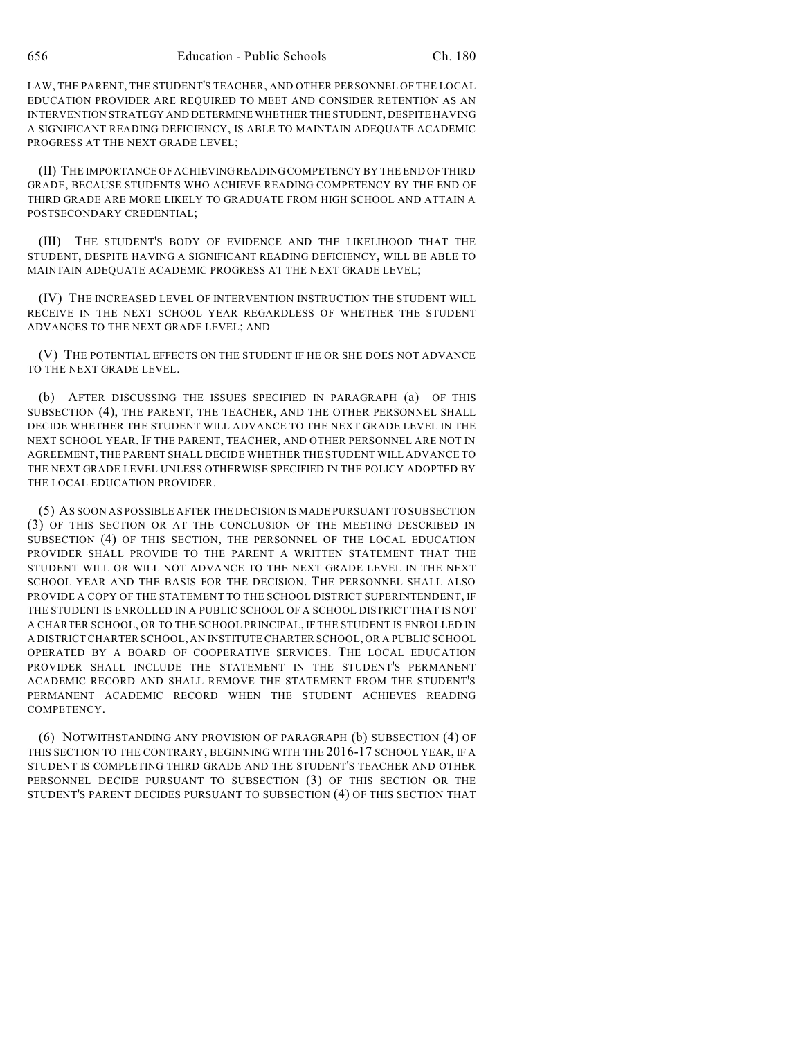LAW, THE PARENT, THE STUDENT'S TEACHER, AND OTHER PERSONNEL OF THE LOCAL EDUCATION PROVIDER ARE REQUIRED TO MEET AND CONSIDER RETENTION AS AN INTERVENTION STRATEGY AND DETERMINE WHETHER THE STUDENT, DESPITE HAVING A SIGNIFICANT READING DEFICIENCY, IS ABLE TO MAINTAIN ADEQUATE ACADEMIC PROGRESS AT THE NEXT GRADE LEVEL;

(II) THE IMPORTANCE OF ACHIEVING READING COMPETENCY BY THE END OF THIRD GRADE, BECAUSE STUDENTS WHO ACHIEVE READING COMPETENCY BY THE END OF THIRD GRADE ARE MORE LIKELY TO GRADUATE FROM HIGH SCHOOL AND ATTAIN A POSTSECONDARY CREDENTIAL;

(III) THE STUDENT'S BODY OF EVIDENCE AND THE LIKELIHOOD THAT THE STUDENT, DESPITE HAVING A SIGNIFICANT READING DEFICIENCY, WILL BE ABLE TO MAINTAIN ADEQUATE ACADEMIC PROGRESS AT THE NEXT GRADE LEVEL;

(IV) THE INCREASED LEVEL OF INTERVENTION INSTRUCTION THE STUDENT WILL RECEIVE IN THE NEXT SCHOOL YEAR REGARDLESS OF WHETHER THE STUDENT ADVANCES TO THE NEXT GRADE LEVEL; AND

(V) THE POTENTIAL EFFECTS ON THE STUDENT IF HE OR SHE DOES NOT ADVANCE TO THE NEXT GRADE LEVEL.

(b) AFTER DISCUSSING THE ISSUES SPECIFIED IN PARAGRAPH (a) OF THIS SUBSECTION (4), THE PARENT, THE TEACHER, AND THE OTHER PERSONNEL SHALL DECIDE WHETHER THE STUDENT WILL ADVANCE TO THE NEXT GRADE LEVEL IN THE NEXT SCHOOL YEAR. IF THE PARENT, TEACHER, AND OTHER PERSONNEL ARE NOT IN AGREEMENT, THE PARENT SHALL DECIDE WHETHER THE STUDENT WILL ADVANCE TO THE NEXT GRADE LEVEL UNLESS OTHERWISE SPECIFIED IN THE POLICY ADOPTED BY THE LOCAL EDUCATION PROVIDER.

(5) AS SOON AS POSSIBLE AFTER THE DECISION IS MADE PURSUANT TO SUBSECTION (3) OF THIS SECTION OR AT THE CONCLUSION OF THE MEETING DESCRIBED IN SUBSECTION (4) OF THIS SECTION, THE PERSONNEL OF THE LOCAL EDUCATION PROVIDER SHALL PROVIDE TO THE PARENT A WRITTEN STATEMENT THAT THE STUDENT WILL OR WILL NOT ADVANCE TO THE NEXT GRADE LEVEL IN THE NEXT SCHOOL YEAR AND THE BASIS FOR THE DECISION. THE PERSONNEL SHALL ALSO PROVIDE A COPY OF THE STATEMENT TO THE SCHOOL DISTRICT SUPERINTENDENT, IF THE STUDENT IS ENROLLED IN A PUBLIC SCHOOL OF A SCHOOL DISTRICT THAT IS NOT A CHARTER SCHOOL, OR TO THE SCHOOL PRINCIPAL, IF THE STUDENT IS ENROLLED IN A DISTRICT CHARTER SCHOOL, AN INSTITUTE CHARTER SCHOOL, OR A PUBLIC SCHOOL OPERATED BY A BOARD OF COOPERATIVE SERVICES. THE LOCAL EDUCATION PROVIDER SHALL INCLUDE THE STATEMENT IN THE STUDENT'S PERMANENT ACADEMIC RECORD AND SHALL REMOVE THE STATEMENT FROM THE STUDENT'S PERMANENT ACADEMIC RECORD WHEN THE STUDENT ACHIEVES READING COMPETENCY.

(6) NOTWITHSTANDING ANY PROVISION OF PARAGRAPH (b) SUBSECTION (4) OF THIS SECTION TO THE CONTRARY, BEGINNING WITH THE 2016-17 SCHOOL YEAR, IF A STUDENT IS COMPLETING THIRD GRADE AND THE STUDENT'S TEACHER AND OTHER PERSONNEL DECIDE PURSUANT TO SUBSECTION (3) OF THIS SECTION OR THE STUDENT'S PARENT DECIDES PURSUANT TO SUBSECTION (4) OF THIS SECTION THAT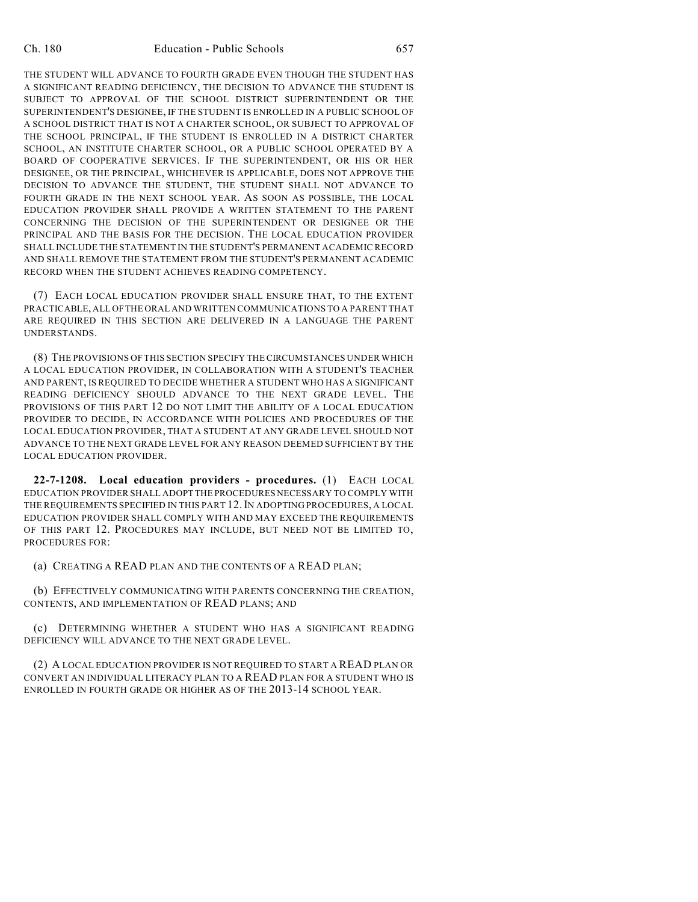THE STUDENT WILL ADVANCE TO FOURTH GRADE EVEN THOUGH THE STUDENT HAS A SIGNIFICANT READING DEFICIENCY, THE DECISION TO ADVANCE THE STUDENT IS SUBJECT TO APPROVAL OF THE SCHOOL DISTRICT SUPERINTENDENT OR THE SUPERINTENDENT'S DESIGNEE, IF THE STUDENT IS ENROLLED IN A PUBLIC SCHOOL OF A SCHOOL DISTRICT THAT IS NOT A CHARTER SCHOOL, OR SUBJECT TO APPROVAL OF THE SCHOOL PRINCIPAL, IF THE STUDENT IS ENROLLED IN A DISTRICT CHARTER SCHOOL, AN INSTITUTE CHARTER SCHOOL, OR A PUBLIC SCHOOL OPERATED BY A BOARD OF COOPERATIVE SERVICES. IF THE SUPERINTENDENT, OR HIS OR HER DESIGNEE, OR THE PRINCIPAL, WHICHEVER IS APPLICABLE, DOES NOT APPROVE THE DECISION TO ADVANCE THE STUDENT, THE STUDENT SHALL NOT ADVANCE TO FOURTH GRADE IN THE NEXT SCHOOL YEAR. AS SOON AS POSSIBLE, THE LOCAL EDUCATION PROVIDER SHALL PROVIDE A WRITTEN STATEMENT TO THE PARENT CONCERNING THE DECISION OF THE SUPERINTENDENT OR DESIGNEE OR THE PRINCIPAL AND THE BASIS FOR THE DECISION. THE LOCAL EDUCATION PROVIDER SHALL INCLUDE THE STATEMENT IN THE STUDENT'S PERMANENT ACADEMIC RECORD AND SHALL REMOVE THE STATEMENT FROM THE STUDENT'S PERMANENT ACADEMIC RECORD WHEN THE STUDENT ACHIEVES READING COMPETENCY.

(7) EACH LOCAL EDUCATION PROVIDER SHALL ENSURE THAT, TO THE EXTENT PRACTICABLE, ALL OF THE ORAL AND WRITTEN COMMUNICATIONS TO A PARENT THAT ARE REQUIRED IN THIS SECTION ARE DELIVERED IN A LANGUAGE THE PARENT UNDERSTANDS.

(8) THE PROVISIONS OF THIS SECTION SPECIFY THE CIRCUMSTANCES UNDER WHICH A LOCAL EDUCATION PROVIDER, IN COLLABORATION WITH A STUDENT'S TEACHER AND PARENT, IS REQUIRED TO DECIDE WHETHER A STUDENT WHO HAS A SIGNIFICANT READING DEFICIENCY SHOULD ADVANCE TO THE NEXT GRADE LEVEL. THE PROVISIONS OF THIS PART 12 DO NOT LIMIT THE ABILITY OF A LOCAL EDUCATION PROVIDER TO DECIDE, IN ACCORDANCE WITH POLICIES AND PROCEDURES OF THE LOCAL EDUCATION PROVIDER, THAT A STUDENT AT ANY GRADE LEVEL SHOULD NOT ADVANCE TO THE NEXT GRADE LEVEL FOR ANY REASON DEEMED SUFFICIENT BY THE LOCAL EDUCATION PROVIDER.

**22-7-1208. Local education providers - procedures.** (1) EACH LOCAL EDUCATION PROVIDER SHALL ADOPT THE PROCEDURES NECESSARY TO COMPLY WITH THE REQUIREMENTS SPECIFIED IN THIS PART 12. IN ADOPTING PROCEDURES, A LOCAL EDUCATION PROVIDER SHALL COMPLY WITH AND MAY EXCEED THE REQUIREMENTS OF THIS PART 12. PROCEDURES MAY INCLUDE, BUT NEED NOT BE LIMITED TO, PROCEDURES FOR:

(a) CREATING A READ PLAN AND THE CONTENTS OF A READ PLAN;

(b) EFFECTIVELY COMMUNICATING WITH PARENTS CONCERNING THE CREATION, CONTENTS, AND IMPLEMENTATION OF READ PLANS; AND

(c) DETERMINING WHETHER A STUDENT WHO HAS A SIGNIFICANT READING DEFICIENCY WILL ADVANCE TO THE NEXT GRADE LEVEL.

(2) A LOCAL EDUCATION PROVIDER IS NOT REQUIRED TO START A READ PLAN OR CONVERT AN INDIVIDUAL LITERACY PLAN TO A READ PLAN FOR A STUDENT WHO IS ENROLLED IN FOURTH GRADE OR HIGHER AS OF THE 2013-14 SCHOOL YEAR.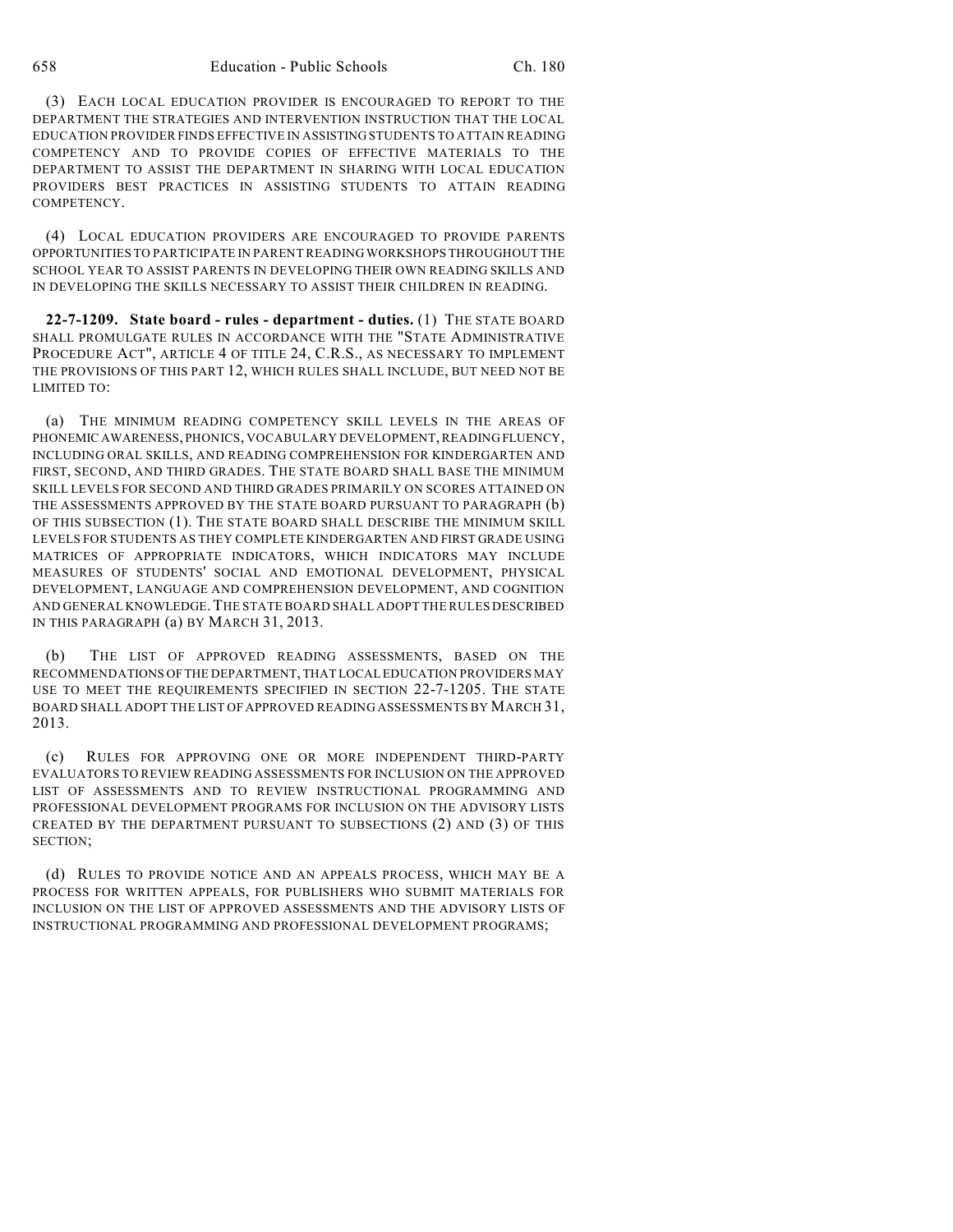(3) EACH LOCAL EDUCATION PROVIDER IS ENCOURAGED TO REPORT TO THE DEPARTMENT THE STRATEGIES AND INTERVENTION INSTRUCTION THAT THE LOCAL EDUCATION PROVIDER FINDS EFFECTIVE IN ASSISTING STUDENTS TO ATTAIN READING COMPETENCY AND TO PROVIDE COPIES OF EFFECTIVE MATERIALS TO THE DEPARTMENT TO ASSIST THE DEPARTMENT IN SHARING WITH LOCAL EDUCATION PROVIDERS BEST PRACTICES IN ASSISTING STUDENTS TO ATTAIN READING COMPETENCY.

(4) LOCAL EDUCATION PROVIDERS ARE ENCOURAGED TO PROVIDE PARENTS OPPORTUNITIES TO PARTICIPATE IN PARENT READING WORKSHOPS THROUGHOUT THE SCHOOL YEAR TO ASSIST PARENTS IN DEVELOPING THEIR OWN READING SKILLS AND IN DEVELOPING THE SKILLS NECESSARY TO ASSIST THEIR CHILDREN IN READING.

**22-7-1209. State board - rules - department - duties.** (1) THE STATE BOARD SHALL PROMULGATE RULES IN ACCORDANCE WITH THE "STATE ADMINISTRATIVE PROCEDURE ACT", ARTICLE 4 OF TITLE 24, C.R.S., AS NECESSARY TO IMPLEMENT THE PROVISIONS OF THIS PART 12, WHICH RULES SHALL INCLUDE, BUT NEED NOT BE LIMITED TO:

(a) THE MINIMUM READING COMPETENCY SKILL LEVELS IN THE AREAS OF PHONEMIC AWARENESS, PHONICS, VOCABULARY DEVELOPMENT, READING FLUENCY, INCLUDING ORAL SKILLS, AND READING COMPREHENSION FOR KINDERGARTEN AND FIRST, SECOND, AND THIRD GRADES. THE STATE BOARD SHALL BASE THE MINIMUM SKILL LEVELS FOR SECOND AND THIRD GRADES PRIMARILY ON SCORES ATTAINED ON THE ASSESSMENTS APPROVED BY THE STATE BOARD PURSUANT TO PARAGRAPH (b) OF THIS SUBSECTION (1). THE STATE BOARD SHALL DESCRIBE THE MINIMUM SKILL LEVELS FOR STUDENTS AS THEY COMPLETE KINDERGARTEN AND FIRST GRADE USING MATRICES OF APPROPRIATE INDICATORS, WHICH INDICATORS MAY INCLUDE MEASURES OF STUDENTS' SOCIAL AND EMOTIONAL DEVELOPMENT, PHYSICAL DEVELOPMENT, LANGUAGE AND COMPREHENSION DEVELOPMENT, AND COGNITION AND GENERAL KNOWLEDGE. THE STATE BOARD SHALL ADOPT THE RULES DESCRIBED IN THIS PARAGRAPH (a) BY MARCH 31, 2013.

(b) THE LIST OF APPROVED READING ASSESSMENTS, BASED ON THE RECOMMENDATIONS OF THE DEPARTMENT, THAT LOCAL EDUCATION PROVIDERS MAY USE TO MEET THE REQUIREMENTS SPECIFIED IN SECTION 22-7-1205. THE STATE BOARD SHALL ADOPT THE LIST OF APPROVED READING ASSESSMENTS BY MARCH 31, 2013.

(c) RULES FOR APPROVING ONE OR MORE INDEPENDENT THIRD-PARTY EVALUATORS TO REVIEW READING ASSESSMENTS FOR INCLUSION ON THE APPROVED LIST OF ASSESSMENTS AND TO REVIEW INSTRUCTIONAL PROGRAMMING AND PROFESSIONAL DEVELOPMENT PROGRAMS FOR INCLUSION ON THE ADVISORY LISTS CREATED BY THE DEPARTMENT PURSUANT TO SUBSECTIONS (2) AND (3) OF THIS SECTION;

(d) RULES TO PROVIDE NOTICE AND AN APPEALS PROCESS, WHICH MAY BE A PROCESS FOR WRITTEN APPEALS, FOR PUBLISHERS WHO SUBMIT MATERIALS FOR INCLUSION ON THE LIST OF APPROVED ASSESSMENTS AND THE ADVISORY LISTS OF INSTRUCTIONAL PROGRAMMING AND PROFESSIONAL DEVELOPMENT PROGRAMS;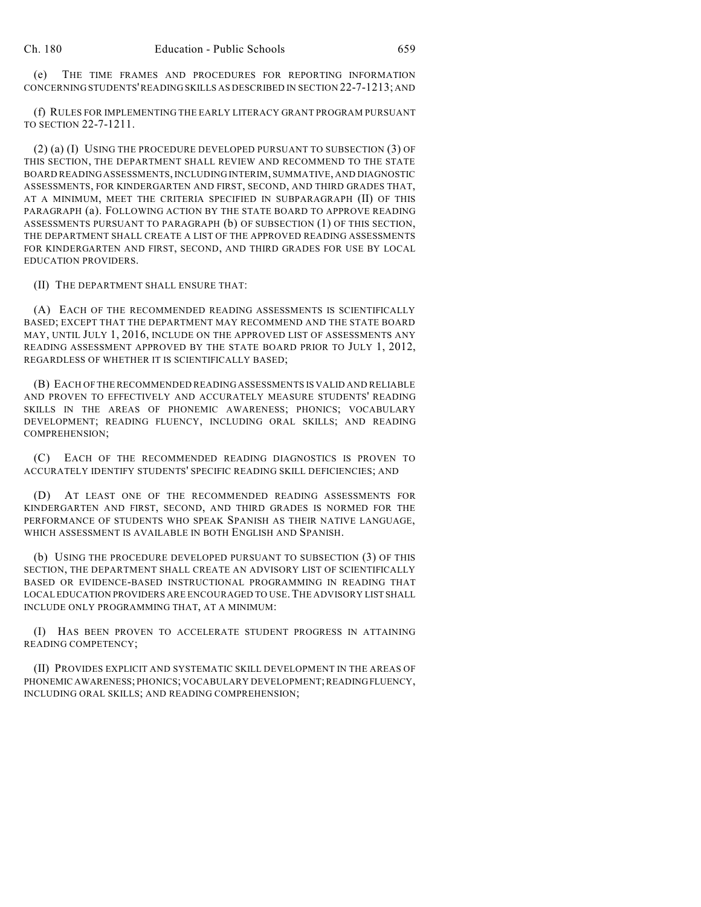(e) THE TIME FRAMES AND PROCEDURES FOR REPORTING INFORMATION CONCERNING STUDENTS' READING SKILLS AS DESCRIBED IN SECTION 22-7-1213; AND

(f) RULES FOR IMPLEMENTING THE EARLY LITERACY GRANT PROGRAM PURSUANT TO SECTION 22-7-1211.

(2) (a) (I) USING THE PROCEDURE DEVELOPED PURSUANT TO SUBSECTION (3) OF THIS SECTION, THE DEPARTMENT SHALL REVIEW AND RECOMMEND TO THE STATE BOARD READING ASSESSMENTS, INCLUDING INTERIM, SUMMATIVE, AND DIAGNOSTIC ASSESSMENTS, FOR KINDERGARTEN AND FIRST, SECOND, AND THIRD GRADES THAT, AT A MINIMUM, MEET THE CRITERIA SPECIFIED IN SUBPARAGRAPH (II) OF THIS PARAGRAPH (a). FOLLOWING ACTION BY THE STATE BOARD TO APPROVE READING ASSESSMENTS PURSUANT TO PARAGRAPH (b) OF SUBSECTION (1) OF THIS SECTION, THE DEPARTMENT SHALL CREATE A LIST OF THE APPROVED READING ASSESSMENTS FOR KINDERGARTEN AND FIRST, SECOND, AND THIRD GRADES FOR USE BY LOCAL EDUCATION PROVIDERS.

(II) THE DEPARTMENT SHALL ENSURE THAT:

(A) EACH OF THE RECOMMENDED READING ASSESSMENTS IS SCIENTIFICALLY BASED; EXCEPT THAT THE DEPARTMENT MAY RECOMMEND AND THE STATE BOARD MAY, UNTIL JULY 1, 2016, INCLUDE ON THE APPROVED LIST OF ASSESSMENTS ANY READING ASSESSMENT APPROVED BY THE STATE BOARD PRIOR TO JULY 1, 2012, REGARDLESS OF WHETHER IT IS SCIENTIFICALLY BASED;

(B) EACH OF THE RECOMMENDED READING ASSESSMENTS IS VALID AND RELIABLE AND PROVEN TO EFFECTIVELY AND ACCURATELY MEASURE STUDENTS' READING SKILLS IN THE AREAS OF PHONEMIC AWARENESS; PHONICS; VOCABULARY DEVELOPMENT; READING FLUENCY, INCLUDING ORAL SKILLS; AND READING COMPREHENSION;

(C) EACH OF THE RECOMMENDED READING DIAGNOSTICS IS PROVEN TO ACCURATELY IDENTIFY STUDENTS' SPECIFIC READING SKILL DEFICIENCIES; AND

(D) AT LEAST ONE OF THE RECOMMENDED READING ASSESSMENTS FOR KINDERGARTEN AND FIRST, SECOND, AND THIRD GRADES IS NORMED FOR THE PERFORMANCE OF STUDENTS WHO SPEAK SPANISH AS THEIR NATIVE LANGUAGE, WHICH ASSESSMENT IS AVAILABLE IN BOTH ENGLISH AND SPANISH.

(b) USING THE PROCEDURE DEVELOPED PURSUANT TO SUBSECTION (3) OF THIS SECTION, THE DEPARTMENT SHALL CREATE AN ADVISORY LIST OF SCIENTIFICALLY BASED OR EVIDENCE-BASED INSTRUCTIONAL PROGRAMMING IN READING THAT LOCAL EDUCATION PROVIDERS ARE ENCOURAGED TO USE. THE ADVISORY LIST SHALL INCLUDE ONLY PROGRAMMING THAT, AT A MINIMUM:

(I) HAS BEEN PROVEN TO ACCELERATE STUDENT PROGRESS IN ATTAINING READING COMPETENCY;

(II) PROVIDES EXPLICIT AND SYSTEMATIC SKILL DEVELOPMENT IN THE AREAS OF PHONEMIC AWARENESS; PHONICS; VOCABULARY DEVELOPMENT; READING FLUENCY, INCLUDING ORAL SKILLS; AND READING COMPREHENSION;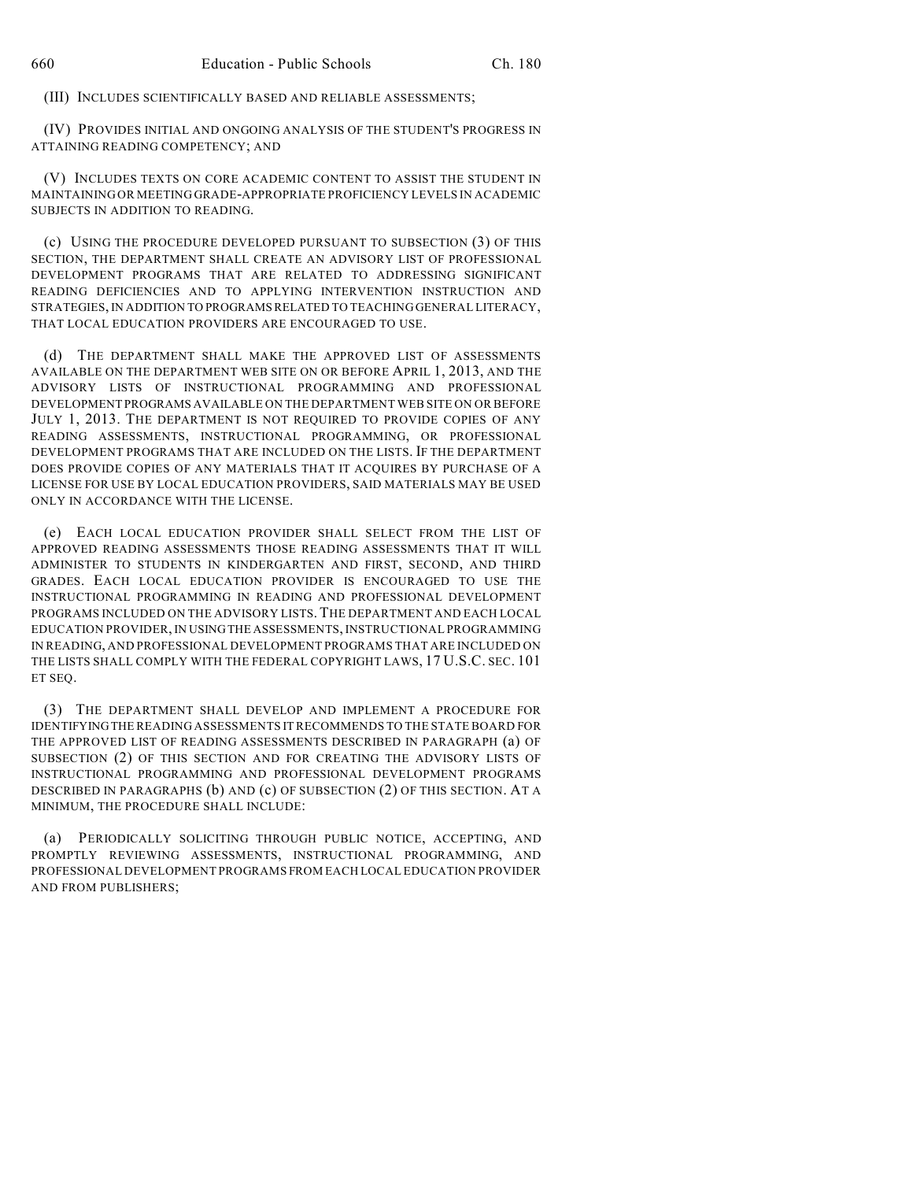(III) INCLUDES SCIENTIFICALLY BASED AND RELIABLE ASSESSMENTS;

(IV) PROVIDES INITIAL AND ONGOING ANALYSIS OF THE STUDENT'S PROGRESS IN ATTAINING READING COMPETENCY; AND

(V) INCLUDES TEXTS ON CORE ACADEMIC CONTENT TO ASSIST THE STUDENT IN MAINTAINING OR MEETING GRADE-APPROPRIATE PROFICIENCY LEVELS IN ACADEMIC SUBJECTS IN ADDITION TO READING.

(c) USING THE PROCEDURE DEVELOPED PURSUANT TO SUBSECTION (3) OF THIS SECTION, THE DEPARTMENT SHALL CREATE AN ADVISORY LIST OF PROFESSIONAL DEVELOPMENT PROGRAMS THAT ARE RELATED TO ADDRESSING SIGNIFICANT READING DEFICIENCIES AND TO APPLYING INTERVENTION INSTRUCTION AND STRATEGIES, IN ADDITION TO PROGRAMS RELATED TO TEACHING GENERAL LITERACY, THAT LOCAL EDUCATION PROVIDERS ARE ENCOURAGED TO USE.

(d) THE DEPARTMENT SHALL MAKE THE APPROVED LIST OF ASSESSMENTS AVAILABLE ON THE DEPARTMENT WEB SITE ON OR BEFORE APRIL 1, 2013, AND THE ADVISORY LISTS OF INSTRUCTIONAL PROGRAMMING AND PROFESSIONAL DEVELOPMENT PROGRAMS AVAILABLE ON THE DEPARTMENT WEB SITE ON OR BEFORE JULY 1, 2013. THE DEPARTMENT IS NOT REQUIRED TO PROVIDE COPIES OF ANY READING ASSESSMENTS, INSTRUCTIONAL PROGRAMMING, OR PROFESSIONAL DEVELOPMENT PROGRAMS THAT ARE INCLUDED ON THE LISTS. IF THE DEPARTMENT DOES PROVIDE COPIES OF ANY MATERIALS THAT IT ACQUIRES BY PURCHASE OF A LICENSE FOR USE BY LOCAL EDUCATION PROVIDERS, SAID MATERIALS MAY BE USED ONLY IN ACCORDANCE WITH THE LICENSE.

(e) EACH LOCAL EDUCATION PROVIDER SHALL SELECT FROM THE LIST OF APPROVED READING ASSESSMENTS THOSE READING ASSESSMENTS THAT IT WILL ADMINISTER TO STUDENTS IN KINDERGARTEN AND FIRST, SECOND, AND THIRD GRADES. EACH LOCAL EDUCATION PROVIDER IS ENCOURAGED TO USE THE INSTRUCTIONAL PROGRAMMING IN READING AND PROFESSIONAL DEVELOPMENT PROGRAMS INCLUDED ON THE ADVISORY LISTS. THE DEPARTMENT AND EACH LOCAL EDUCATION PROVIDER, IN USING THE ASSESSMENTS, INSTRUCTIONAL PROGRAMMING IN READING, AND PROFESSIONAL DEVELOPMENT PROGRAMS THAT ARE INCLUDED ON THE LISTS SHALL COMPLY WITH THE FEDERAL COPYRIGHT LAWS, 17 U.S.C. SEC. 101 ET SEQ.

(3) THE DEPARTMENT SHALL DEVELOP AND IMPLEMENT A PROCEDURE FOR IDENTIFYING THE READING ASSESSMENTS IT RECOMMENDS TO THE STATE BOARD FOR THE APPROVED LIST OF READING ASSESSMENTS DESCRIBED IN PARAGRAPH (a) OF SUBSECTION (2) OF THIS SECTION AND FOR CREATING THE ADVISORY LISTS OF INSTRUCTIONAL PROGRAMMING AND PROFESSIONAL DEVELOPMENT PROGRAMS DESCRIBED IN PARAGRAPHS (b) AND (c) OF SUBSECTION (2) OF THIS SECTION. AT A MINIMUM, THE PROCEDURE SHALL INCLUDE:

(a) PERIODICALLY SOLICITING THROUGH PUBLIC NOTICE, ACCEPTING, AND PROMPTLY REVIEWING ASSESSMENTS, INSTRUCTIONAL PROGRAMMING, AND PROFESSIONAL DEVELOPMENT PROGRAMS FROM EACH LOCAL EDUCATION PROVIDER AND FROM PUBLISHERS;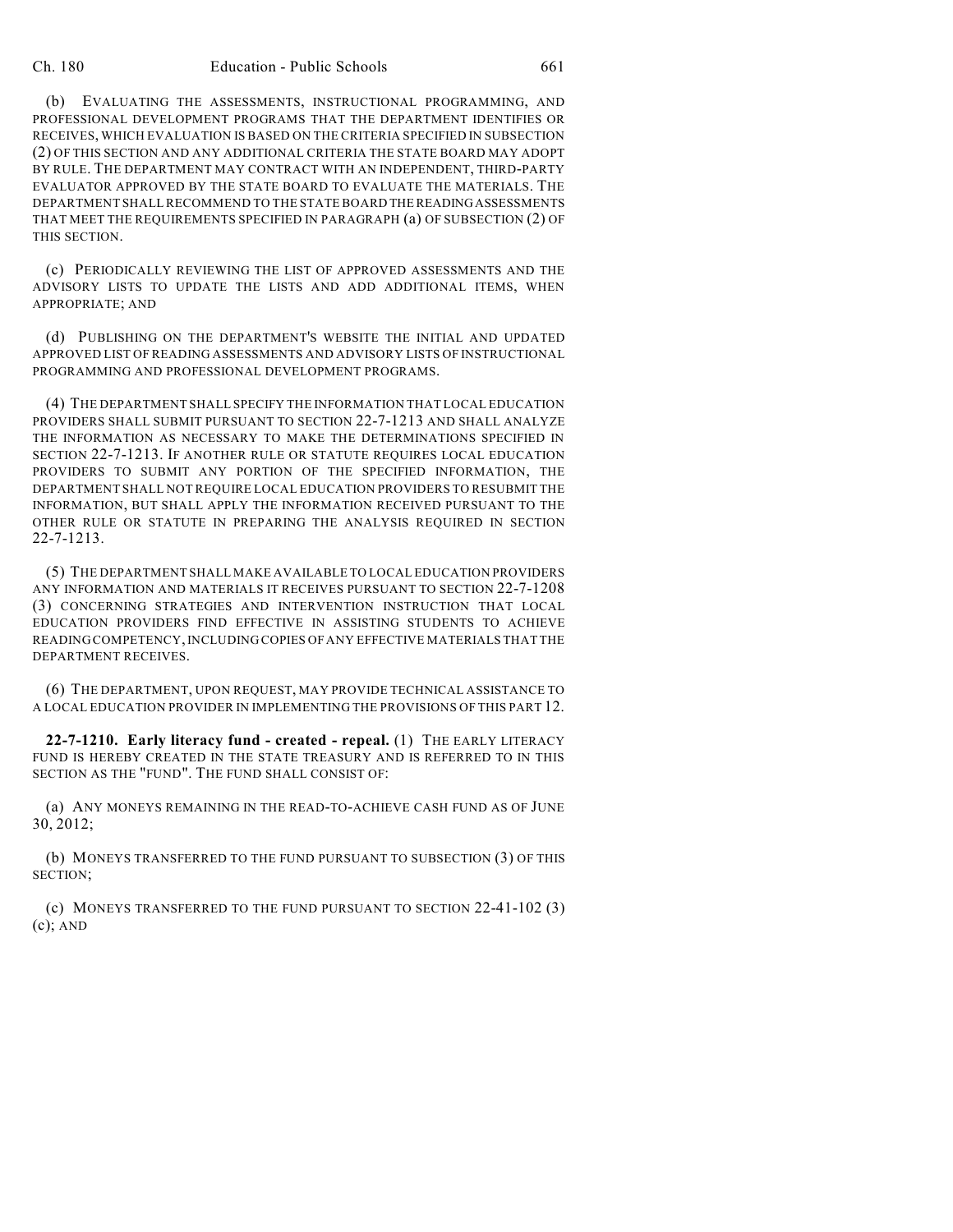(b) EVALUATING THE ASSESSMENTS, INSTRUCTIONAL PROGRAMMING, AND PROFESSIONAL DEVELOPMENT PROGRAMS THAT THE DEPARTMENT IDENTIFIES OR RECEIVES, WHICH EVALUATION IS BASED ON THE CRITERIA SPECIFIED IN SUBSECTION (2) OF THIS SECTION AND ANY ADDITIONAL CRITERIA THE STATE BOARD MAY ADOPT BY RULE. THE DEPARTMENT MAY CONTRACT WITH AN INDEPENDENT, THIRD-PARTY EVALUATOR APPROVED BY THE STATE BOARD TO EVALUATE THE MATERIALS. THE DEPARTMENT SHALL RECOMMEND TO THE STATE BOARD THE READING ASSESSMENTS THAT MEET THE REQUIREMENTS SPECIFIED IN PARAGRAPH (a) OF SUBSECTION (2) OF THIS SECTION.

(c) PERIODICALLY REVIEWING THE LIST OF APPROVED ASSESSMENTS AND THE ADVISORY LISTS TO UPDATE THE LISTS AND ADD ADDITIONAL ITEMS, WHEN APPROPRIATE; AND

(d) PUBLISHING ON THE DEPARTMENT'S WEBSITE THE INITIAL AND UPDATED APPROVED LIST OF READING ASSESSMENTS AND ADVISORY LISTS OF INSTRUCTIONAL PROGRAMMING AND PROFESSIONAL DEVELOPMENT PROGRAMS.

(4) THE DEPARTMENT SHALL SPECIFY THE INFORMATION THAT LOCAL EDUCATION PROVIDERS SHALL SUBMIT PURSUANT TO SECTION 22-7-1213 AND SHALL ANALYZE THE INFORMATION AS NECESSARY TO MAKE THE DETERMINATIONS SPECIFIED IN SECTION 22-7-1213. IF ANOTHER RULE OR STATUTE REQUIRES LOCAL EDUCATION PROVIDERS TO SUBMIT ANY PORTION OF THE SPECIFIED INFORMATION, THE DEPARTMENT SHALL NOT REQUIRE LOCAL EDUCATION PROVIDERS TO RESUBMIT THE INFORMATION, BUT SHALL APPLY THE INFORMATION RECEIVED PURSUANT TO THE OTHER RULE OR STATUTE IN PREPARING THE ANALYSIS REQUIRED IN SECTION 22-7-1213.

(5) THE DEPARTMENT SHALL MAKE AVAILABLE TO LOCAL EDUCATION PROVIDERS ANY INFORMATION AND MATERIALS IT RECEIVES PURSUANT TO SECTION 22-7-1208 (3) CONCERNING STRATEGIES AND INTERVENTION INSTRUCTION THAT LOCAL EDUCATION PROVIDERS FIND EFFECTIVE IN ASSISTING STUDENTS TO ACHIEVE READING COMPETENCY, INCLUDING COPIES OF ANY EFFECTIVE MATERIALS THAT THE DEPARTMENT RECEIVES.

(6) THE DEPARTMENT, UPON REQUEST, MAY PROVIDE TECHNICAL ASSISTANCE TO A LOCAL EDUCATION PROVIDER IN IMPLEMENTING THE PROVISIONS OF THIS PART 12.

**22-7-1210. Early literacy fund - created - repeal.** (1) THE EARLY LITERACY FUND IS HEREBY CREATED IN THE STATE TREASURY AND IS REFERRED TO IN THIS SECTION AS THE "FUND". THE FUND SHALL CONSIST OF:

(a) ANY MONEYS REMAINING IN THE READ-TO-ACHIEVE CASH FUND AS OF JUNE 30, 2012;

(b) MONEYS TRANSFERRED TO THE FUND PURSUANT TO SUBSECTION (3) OF THIS SECTION;

(c) MONEYS TRANSFERRED TO THE FUND PURSUANT TO SECTION 22-41-102 (3) (c); AND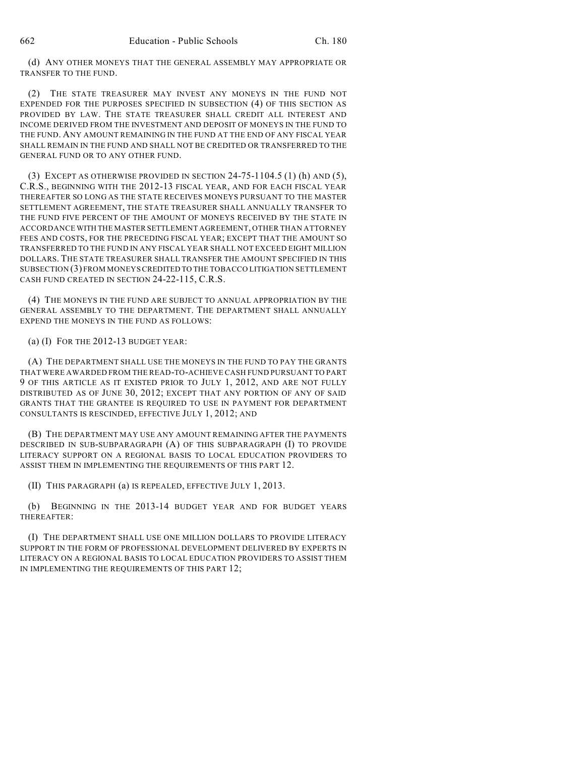(d) ANY OTHER MONEYS THAT THE GENERAL ASSEMBLY MAY APPROPRIATE OR TRANSFER TO THE FUND.

(2) THE STATE TREASURER MAY INVEST ANY MONEYS IN THE FUND NOT EXPENDED FOR THE PURPOSES SPECIFIED IN SUBSECTION (4) OF THIS SECTION AS PROVIDED BY LAW. THE STATE TREASURER SHALL CREDIT ALL INTEREST AND INCOME DERIVED FROM THE INVESTMENT AND DEPOSIT OF MONEYS IN THE FUND TO THE FUND. ANY AMOUNT REMAINING IN THE FUND AT THE END OF ANY FISCAL YEAR SHALL REMAIN IN THE FUND AND SHALL NOT BE CREDITED OR TRANSFERRED TO THE GENERAL FUND OR TO ANY OTHER FUND.

(3) EXCEPT AS OTHERWISE PROVIDED IN SECTION 24-75-1104.5 (1) (h) AND (5), C.R.S., BEGINNING WITH THE 2012-13 FISCAL YEAR, AND FOR EACH FISCAL YEAR THEREAFTER SO LONG AS THE STATE RECEIVES MONEYS PURSUANT TO THE MASTER SETTLEMENT AGREEMENT, THE STATE TREASURER SHALL ANNUALLY TRANSFER TO THE FUND FIVE PERCENT OF THE AMOUNT OF MONEYS RECEIVED BY THE STATE IN ACCORDANCE WITH THE MASTER SETTLEMENT AGREEMENT, OTHER THAN ATTORNEY FEES AND COSTS, FOR THE PRECEDING FISCAL YEAR; EXCEPT THAT THE AMOUNT SO TRANSFERRED TO THE FUND IN ANY FISCAL YEAR SHALL NOT EXCEED EIGHT MILLION DOLLARS. THE STATE TREASURER SHALL TRANSFER THE AMOUNT SPECIFIED IN THIS SUBSECTION (3) FROM MONEYS CREDITED TO THE TOBACCO LITIGATION SETTLEMENT CASH FUND CREATED IN SECTION 24-22-115, C.R.S.

(4) THE MONEYS IN THE FUND ARE SUBJECT TO ANNUAL APPROPRIATION BY THE GENERAL ASSEMBLY TO THE DEPARTMENT. THE DEPARTMENT SHALL ANNUALLY EXPEND THE MONEYS IN THE FUND AS FOLLOWS:

(a) (I) FOR THE 2012-13 BUDGET YEAR:

(A) THE DEPARTMENT SHALL USE THE MONEYS IN THE FUND TO PAY THE GRANTS THAT WERE AWARDED FROM THE READ-TO-ACHIEVE CASH FUND PURSUANT TO PART 9 OF THIS ARTICLE AS IT EXISTED PRIOR TO JULY 1, 2012, AND ARE NOT FULLY DISTRIBUTED AS OF JUNE 30, 2012; EXCEPT THAT ANY PORTION OF ANY OF SAID GRANTS THAT THE GRANTEE IS REQUIRED TO USE IN PAYMENT FOR DEPARTMENT CONSULTANTS IS RESCINDED, EFFECTIVE JULY 1, 2012; AND

(B) THE DEPARTMENT MAY USE ANY AMOUNT REMAINING AFTER THE PAYMENTS DESCRIBED IN SUB-SUBPARAGRAPH (A) OF THIS SUBPARAGRAPH (I) TO PROVIDE LITERACY SUPPORT ON A REGIONAL BASIS TO LOCAL EDUCATION PROVIDERS TO ASSIST THEM IN IMPLEMENTING THE REQUIREMENTS OF THIS PART 12.

(II) THIS PARAGRAPH (a) IS REPEALED, EFFECTIVE JULY 1, 2013.

(b) BEGINNING IN THE 2013-14 BUDGET YEAR AND FOR BUDGET YEARS THEREAFTER:

(I) THE DEPARTMENT SHALL USE ONE MILLION DOLLARS TO PROVIDE LITERACY SUPPORT IN THE FORM OF PROFESSIONAL DEVELOPMENT DELIVERED BY EXPERTS IN LITERACY ON A REGIONAL BASIS TO LOCAL EDUCATION PROVIDERS TO ASSIST THEM IN IMPLEMENTING THE REQUIREMENTS OF THIS PART 12;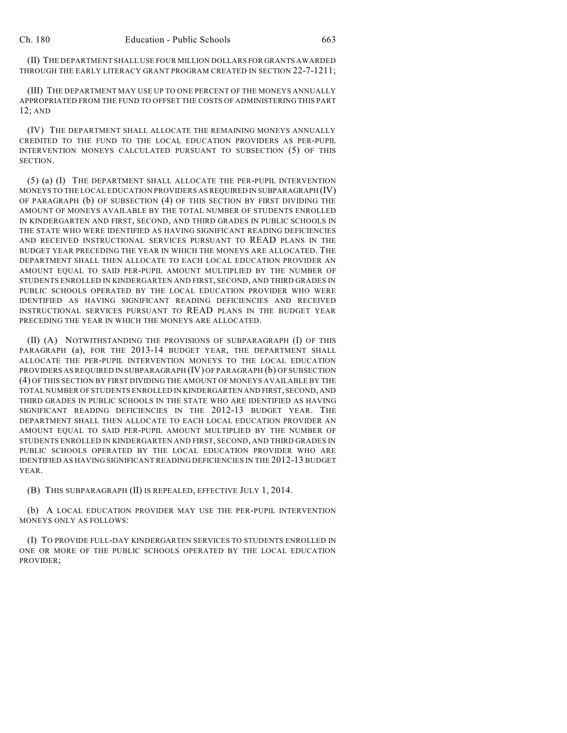(II) THE DEPARTMENT SHALL USE FOUR MILLION DOLLARS FOR GRANTS AWARDED THROUGH THE EARLY LITERACY GRANT PROGRAM CREATED IN SECTION 22-7-1211;

(III) THE DEPARTMENT MAY USE UP TO ONE PERCENT OF THE MONEYS ANNUALLY APPROPRIATED FROM THE FUND TO OFFSET THE COSTS OF ADMINISTERING THIS PART 12; AND

(IV) THE DEPARTMENT SHALL ALLOCATE THE REMAINING MONEYS ANNUALLY CREDITED TO THE FUND TO THE LOCAL EDUCATION PROVIDERS AS PER-PUPIL INTERVENTION MONEYS CALCULATED PURSUANT TO SUBSECTION (5) OF THIS SECTION.

(5) (a) (I) THE DEPARTMENT SHALL ALLOCATE THE PER-PUPIL INTERVENTION MONEYS TO THE LOCAL EDUCATION PROVIDERS AS REQUIRED IN SUBPARAGRAPH (IV) OF PARAGRAPH (b) OF SUBSECTION (4) OF THIS SECTION BY FIRST DIVIDING THE AMOUNT OF MONEYS AVAILABLE BY THE TOTAL NUMBER OF STUDENTS ENROLLED IN KINDERGARTEN AND FIRST, SECOND, AND THIRD GRADES IN PUBLIC SCHOOLS IN THE STATE WHO WERE IDENTIFIED AS HAVING SIGNIFICANT READING DEFICIENCIES AND RECEIVED INSTRUCTIONAL SERVICES PURSUANT TO READ PLANS IN THE BUDGET YEAR PRECEDING THE YEAR IN WHICH THE MONEYS ARE ALLOCATED. THE DEPARTMENT SHALL THEN ALLOCATE TO EACH LOCAL EDUCATION PROVIDER AN AMOUNT EQUAL TO SAID PER-PUPIL AMOUNT MULTIPLIED BY THE NUMBER OF STUDENTS ENROLLED IN KINDERGARTEN AND FIRST, SECOND, AND THIRD GRADES IN PUBLIC SCHOOLS OPERATED BY THE LOCAL EDUCATION PROVIDER WHO WERE IDENTIFIED AS HAVING SIGNIFICANT READING DEFICIENCIES AND RECEIVED INSTRUCTIONAL SERVICES PURSUANT TO READ PLANS IN THE BUDGET YEAR PRECEDING THE YEAR IN WHICH THE MONEYS ARE ALLOCATED.

(II) (A) NOTWITHSTANDING THE PROVISIONS OF SUBPARAGRAPH (I) OF THIS PARAGRAPH (a), FOR THE 2013-14 BUDGET YEAR, THE DEPARTMENT SHALL ALLOCATE THE PER-PUPIL INTERVENTION MONEYS TO THE LOCAL EDUCATION PROVIDERS AS REQUIRED IN SUBPARAGRAPH (IV) OF PARAGRAPH (b) OF SUBSECTION (4) OF THIS SECTION BY FIRST DIVIDING THE AMOUNT OF MONEYS AVAILABLE BY THE TOTAL NUMBER OF STUDENTS ENROLLED IN KINDERGARTEN AND FIRST, SECOND, AND THIRD GRADES IN PUBLIC SCHOOLS IN THE STATE WHO ARE IDENTIFIED AS HAVING SIGNIFICANT READING DEFICIENCIES IN THE 2012-13 BUDGET YEAR. THE DEPARTMENT SHALL THEN ALLOCATE TO EACH LOCAL EDUCATION PROVIDER AN AMOUNT EQUAL TO SAID PER-PUPIL AMOUNT MULTIPLIED BY THE NUMBER OF STUDENTS ENROLLED IN KINDERGARTEN AND FIRST, SECOND, AND THIRD GRADES IN PUBLIC SCHOOLS OPERATED BY THE LOCAL EDUCATION PROVIDER WHO ARE IDENTIFIED AS HAVING SIGNIFICANT READING DEFICIENCIES IN THE 2012-13 BUDGET YEAR.

(B) THIS SUBPARAGRAPH (II) IS REPEALED, EFFECTIVE JULY 1, 2014.

(b) A LOCAL EDUCATION PROVIDER MAY USE THE PER-PUPIL INTERVENTION MONEYS ONLY AS FOLLOWS:

(I) TO PROVIDE FULL-DAY KINDERGARTEN SERVICES TO STUDENTS ENROLLED IN ONE OR MORE OF THE PUBLIC SCHOOLS OPERATED BY THE LOCAL EDUCATION PROVIDER;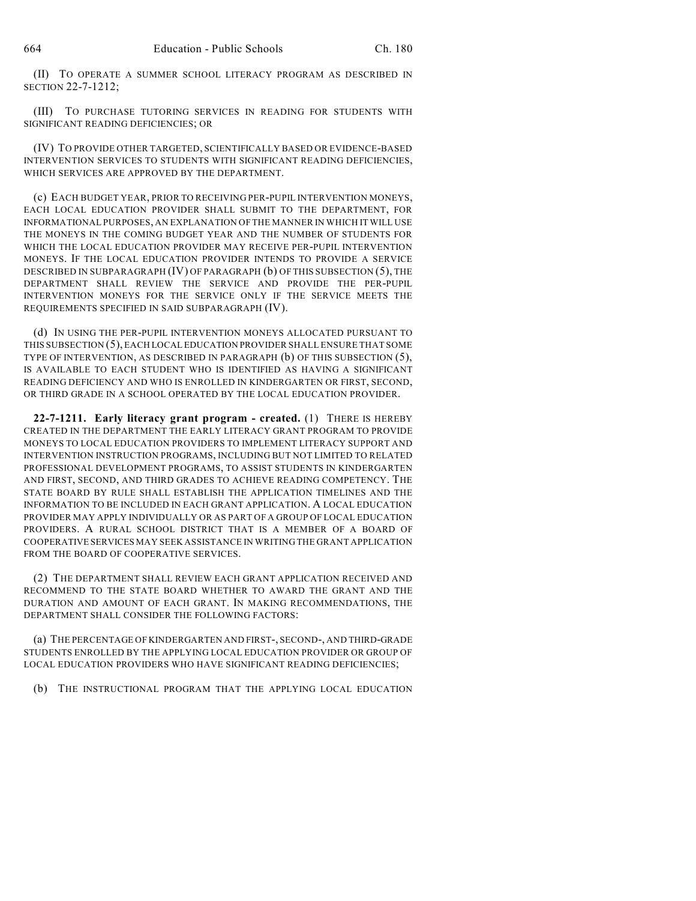(II) TO OPERATE A SUMMER SCHOOL LITERACY PROGRAM AS DESCRIBED IN SECTION 22-7-1212;

(III) TO PURCHASE TUTORING SERVICES IN READING FOR STUDENTS WITH SIGNIFICANT READING DEFICIENCIES; OR

(IV) TO PROVIDE OTHER TARGETED, SCIENTIFICALLY BASED OR EVIDENCE-BASED INTERVENTION SERVICES TO STUDENTS WITH SIGNIFICANT READING DEFICIENCIES, WHICH SERVICES ARE APPROVED BY THE DEPARTMENT.

(c) EACH BUDGET YEAR, PRIOR TO RECEIVING PER-PUPIL INTERVENTION MONEYS, EACH LOCAL EDUCATION PROVIDER SHALL SUBMIT TO THE DEPARTMENT, FOR INFORMATIONAL PURPOSES, AN EXPLANATION OF THE MANNER IN WHICH IT WILL USE THE MONEYS IN THE COMING BUDGET YEAR AND THE NUMBER OF STUDENTS FOR WHICH THE LOCAL EDUCATION PROVIDER MAY RECEIVE PER-PUPIL INTERVENTION MONEYS. IF THE LOCAL EDUCATION PROVIDER INTENDS TO PROVIDE A SERVICE DESCRIBED IN SUBPARAGRAPH (IV) OF PARAGRAPH (b) OF THIS SUBSECTION (5), THE DEPARTMENT SHALL REVIEW THE SERVICE AND PROVIDE THE PER-PUPIL INTERVENTION MONEYS FOR THE SERVICE ONLY IF THE SERVICE MEETS THE REQUIREMENTS SPECIFIED IN SAID SUBPARAGRAPH (IV).

(d) IN USING THE PER-PUPIL INTERVENTION MONEYS ALLOCATED PURSUANT TO THIS SUBSECTION (5), EACH LOCAL EDUCATION PROVIDER SHALL ENSURE THAT SOME TYPE OF INTERVENTION, AS DESCRIBED IN PARAGRAPH (b) OF THIS SUBSECTION (5), IS AVAILABLE TO EACH STUDENT WHO IS IDENTIFIED AS HAVING A SIGNIFICANT READING DEFICIENCY AND WHO IS ENROLLED IN KINDERGARTEN OR FIRST, SECOND, OR THIRD GRADE IN A SCHOOL OPERATED BY THE LOCAL EDUCATION PROVIDER.

**22-7-1211. Early literacy grant program - created.** (1) THERE IS HEREBY CREATED IN THE DEPARTMENT THE EARLY LITERACY GRANT PROGRAM TO PROVIDE MONEYS TO LOCAL EDUCATION PROVIDERS TO IMPLEMENT LITERACY SUPPORT AND INTERVENTION INSTRUCTION PROGRAMS, INCLUDING BUT NOT LIMITED TO RELATED PROFESSIONAL DEVELOPMENT PROGRAMS, TO ASSIST STUDENTS IN KINDERGARTEN AND FIRST, SECOND, AND THIRD GRADES TO ACHIEVE READING COMPETENCY. THE STATE BOARD BY RULE SHALL ESTABLISH THE APPLICATION TIMELINES AND THE INFORMATION TO BE INCLUDED IN EACH GRANT APPLICATION. A LOCAL EDUCATION PROVIDER MAY APPLY INDIVIDUALLY OR AS PART OF A GROUP OF LOCAL EDUCATION PROVIDERS. A RURAL SCHOOL DISTRICT THAT IS A MEMBER OF A BOARD OF COOPERATIVE SERVICES MAY SEEK ASSISTANCE IN WRITING THE GRANT APPLICATION FROM THE BOARD OF COOPERATIVE SERVICES.

(2) THE DEPARTMENT SHALL REVIEW EACH GRANT APPLICATION RECEIVED AND RECOMMEND TO THE STATE BOARD WHETHER TO AWARD THE GRANT AND THE DURATION AND AMOUNT OF EACH GRANT. IN MAKING RECOMMENDATIONS, THE DEPARTMENT SHALL CONSIDER THE FOLLOWING FACTORS:

(a) THE PERCENTAGE OF KINDERGARTEN AND FIRST-, SECOND-, AND THIRD-GRADE STUDENTS ENROLLED BY THE APPLYING LOCAL EDUCATION PROVIDER OR GROUP OF LOCAL EDUCATION PROVIDERS WHO HAVE SIGNIFICANT READING DEFICIENCIES;

(b) THE INSTRUCTIONAL PROGRAM THAT THE APPLYING LOCAL EDUCATION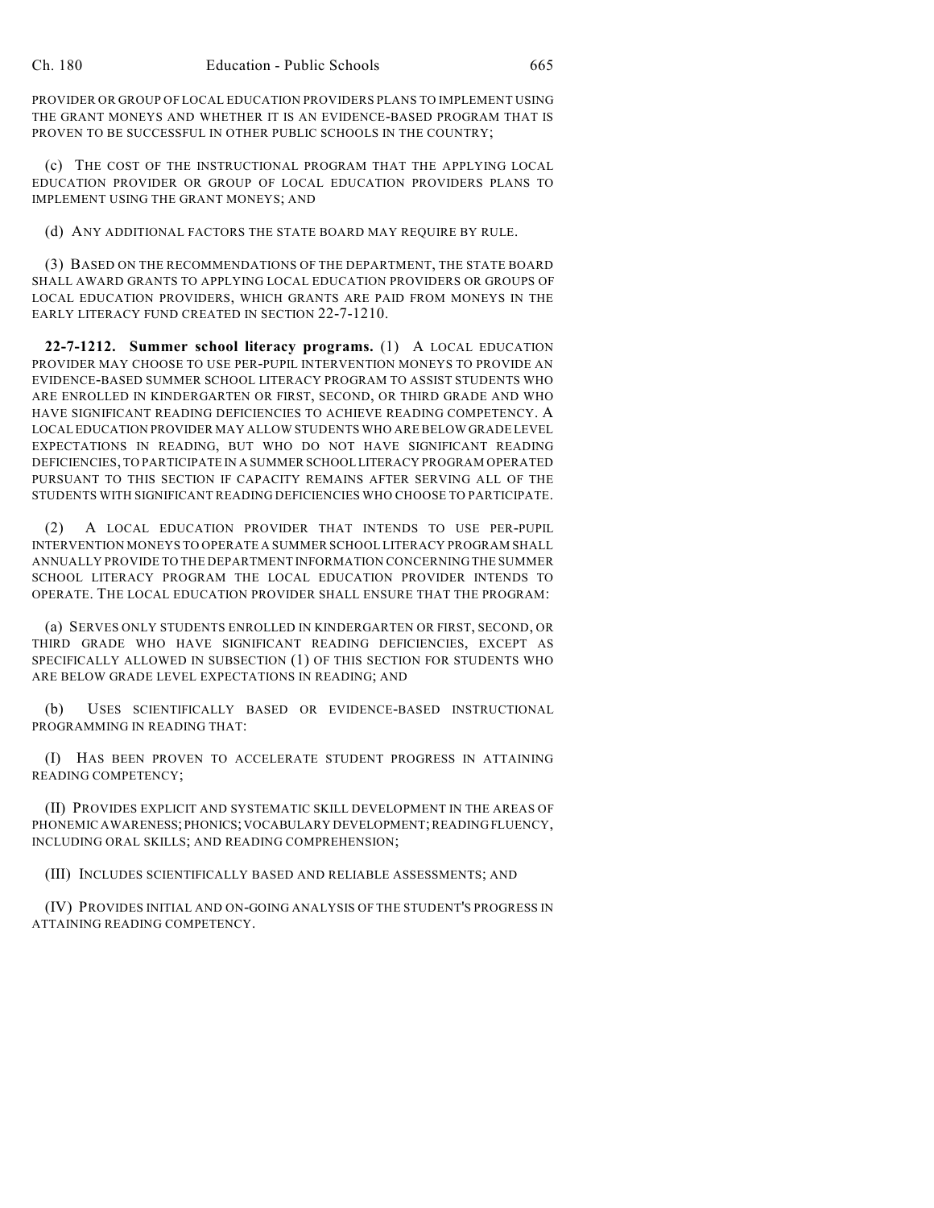PROVIDER OR GROUP OF LOCAL EDUCATION PROVIDERS PLANS TO IMPLEMENT USING THE GRANT MONEYS AND WHETHER IT IS AN EVIDENCE-BASED PROGRAM THAT IS PROVEN TO BE SUCCESSFUL IN OTHER PUBLIC SCHOOLS IN THE COUNTRY;

(c) THE COST OF THE INSTRUCTIONAL PROGRAM THAT THE APPLYING LOCAL EDUCATION PROVIDER OR GROUP OF LOCAL EDUCATION PROVIDERS PLANS TO IMPLEMENT USING THE GRANT MONEYS; AND

(d) ANY ADDITIONAL FACTORS THE STATE BOARD MAY REQUIRE BY RULE.

(3) BASED ON THE RECOMMENDATIONS OF THE DEPARTMENT, THE STATE BOARD SHALL AWARD GRANTS TO APPLYING LOCAL EDUCATION PROVIDERS OR GROUPS OF LOCAL EDUCATION PROVIDERS, WHICH GRANTS ARE PAID FROM MONEYS IN THE EARLY LITERACY FUND CREATED IN SECTION 22-7-1210.

**22-7-1212. Summer school literacy programs.** (1) A LOCAL EDUCATION PROVIDER MAY CHOOSE TO USE PER-PUPIL INTERVENTION MONEYS TO PROVIDE AN EVIDENCE-BASED SUMMER SCHOOL LITERACY PROGRAM TO ASSIST STUDENTS WHO ARE ENROLLED IN KINDERGARTEN OR FIRST, SECOND, OR THIRD GRADE AND WHO HAVE SIGNIFICANT READING DEFICIENCIES TO ACHIEVE READING COMPETENCY. A LOCAL EDUCATION PROVIDER MAY ALLOW STUDENTS WHO ARE BELOW GRADE LEVEL EXPECTATIONS IN READING, BUT WHO DO NOT HAVE SIGNIFICANT READING DEFICIENCIES, TO PARTICIPATE IN A SUMMER SCHOOL LITERACY PROGRAM OPERATED PURSUANT TO THIS SECTION IF CAPACITY REMAINS AFTER SERVING ALL OF THE STUDENTS WITH SIGNIFICANT READING DEFICIENCIES WHO CHOOSE TO PARTICIPATE.

(2) A LOCAL EDUCATION PROVIDER THAT INTENDS TO USE PER-PUPIL INTERVENTION MONEYS TO OPERATE A SUMMER SCHOOL LITERACY PROGRAM SHALL ANNUALLY PROVIDE TO THE DEPARTMENT INFORMATION CONCERNING THE SUMMER SCHOOL LITERACY PROGRAM THE LOCAL EDUCATION PROVIDER INTENDS TO OPERATE. THE LOCAL EDUCATION PROVIDER SHALL ENSURE THAT THE PROGRAM:

(a) SERVES ONLY STUDENTS ENROLLED IN KINDERGARTEN OR FIRST, SECOND, OR THIRD GRADE WHO HAVE SIGNIFICANT READING DEFICIENCIES, EXCEPT AS SPECIFICALLY ALLOWED IN SUBSECTION (1) OF THIS SECTION FOR STUDENTS WHO ARE BELOW GRADE LEVEL EXPECTATIONS IN READING; AND

(b) USES SCIENTIFICALLY BASED OR EVIDENCE-BASED INSTRUCTIONAL PROGRAMMING IN READING THAT:

(I) HAS BEEN PROVEN TO ACCELERATE STUDENT PROGRESS IN ATTAINING READING COMPETENCY;

(II) PROVIDES EXPLICIT AND SYSTEMATIC SKILL DEVELOPMENT IN THE AREAS OF PHONEMIC AWARENESS; PHONICS; VOCABULARY DEVELOPMENT; READING FLUENCY, INCLUDING ORAL SKILLS; AND READING COMPREHENSION;

(III) INCLUDES SCIENTIFICALLY BASED AND RELIABLE ASSESSMENTS; AND

(IV) PROVIDES INITIAL AND ON-GOING ANALYSIS OF THE STUDENT'S PROGRESS IN ATTAINING READING COMPETENCY.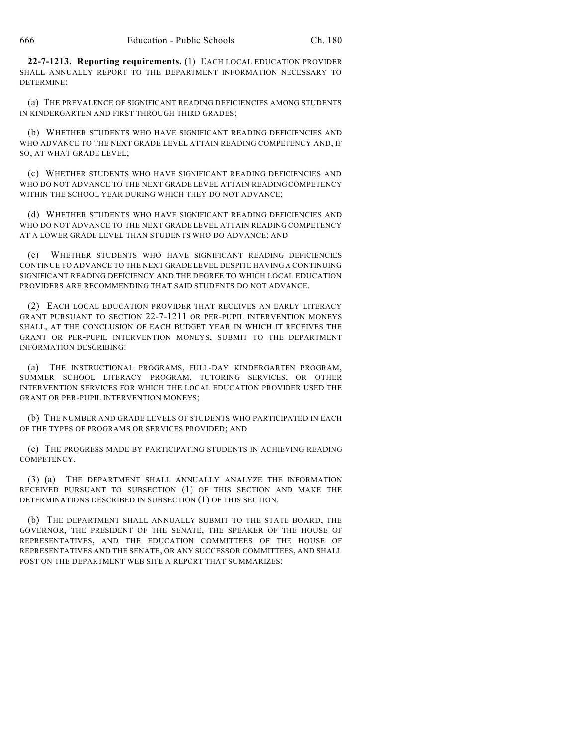**22-7-1213. Reporting requirements.** (1) EACH LOCAL EDUCATION PROVIDER SHALL ANNUALLY REPORT TO THE DEPARTMENT INFORMATION NECESSARY TO DETERMINE:

(a) THE PREVALENCE OF SIGNIFICANT READING DEFICIENCIES AMONG STUDENTS IN KINDERGARTEN AND FIRST THROUGH THIRD GRADES;

(b) WHETHER STUDENTS WHO HAVE SIGNIFICANT READING DEFICIENCIES AND WHO ADVANCE TO THE NEXT GRADE LEVEL ATTAIN READING COMPETENCY AND, IF SO, AT WHAT GRADE LEVEL;

(c) WHETHER STUDENTS WHO HAVE SIGNIFICANT READING DEFICIENCIES AND WHO DO NOT ADVANCE TO THE NEXT GRADE LEVEL ATTAIN READING COMPETENCY WITHIN THE SCHOOL YEAR DURING WHICH THEY DO NOT ADVANCE;

(d) WHETHER STUDENTS WHO HAVE SIGNIFICANT READING DEFICIENCIES AND WHO DO NOT ADVANCE TO THE NEXT GRADE LEVEL ATTAIN READING COMPETENCY AT A LOWER GRADE LEVEL THAN STUDENTS WHO DO ADVANCE; AND

(e) WHETHER STUDENTS WHO HAVE SIGNIFICANT READING DEFICIENCIES CONTINUE TO ADVANCE TO THE NEXT GRADE LEVEL DESPITE HAVING A CONTINUING SIGNIFICANT READING DEFICIENCY AND THE DEGREE TO WHICH LOCAL EDUCATION PROVIDERS ARE RECOMMENDING THAT SAID STUDENTS DO NOT ADVANCE.

(2) EACH LOCAL EDUCATION PROVIDER THAT RECEIVES AN EARLY LITERACY GRANT PURSUANT TO SECTION 22-7-1211 OR PER-PUPIL INTERVENTION MONEYS SHALL, AT THE CONCLUSION OF EACH BUDGET YEAR IN WHICH IT RECEIVES THE GRANT OR PER-PUPIL INTERVENTION MONEYS, SUBMIT TO THE DEPARTMENT INFORMATION DESCRIBING:

(a) THE INSTRUCTIONAL PROGRAMS, FULL-DAY KINDERGARTEN PROGRAM, SUMMER SCHOOL LITERACY PROGRAM, TUTORING SERVICES, OR OTHER INTERVENTION SERVICES FOR WHICH THE LOCAL EDUCATION PROVIDER USED THE GRANT OR PER-PUPIL INTERVENTION MONEYS;

(b) THE NUMBER AND GRADE LEVELS OF STUDENTS WHO PARTICIPATED IN EACH OF THE TYPES OF PROGRAMS OR SERVICES PROVIDED; AND

(c) THE PROGRESS MADE BY PARTICIPATING STUDENTS IN ACHIEVING READING COMPETENCY.

(3) (a) THE DEPARTMENT SHALL ANNUALLY ANALYZE THE INFORMATION RECEIVED PURSUANT TO SUBSECTION (1) OF THIS SECTION AND MAKE THE DETERMINATIONS DESCRIBED IN SUBSECTION (1) OF THIS SECTION.

(b) THE DEPARTMENT SHALL ANNUALLY SUBMIT TO THE STATE BOARD, THE GOVERNOR, THE PRESIDENT OF THE SENATE, THE SPEAKER OF THE HOUSE OF REPRESENTATIVES, AND THE EDUCATION COMMITTEES OF THE HOUSE OF REPRESENTATIVES AND THE SENATE, OR ANY SUCCESSOR COMMITTEES, AND SHALL POST ON THE DEPARTMENT WEB SITE A REPORT THAT SUMMARIZES: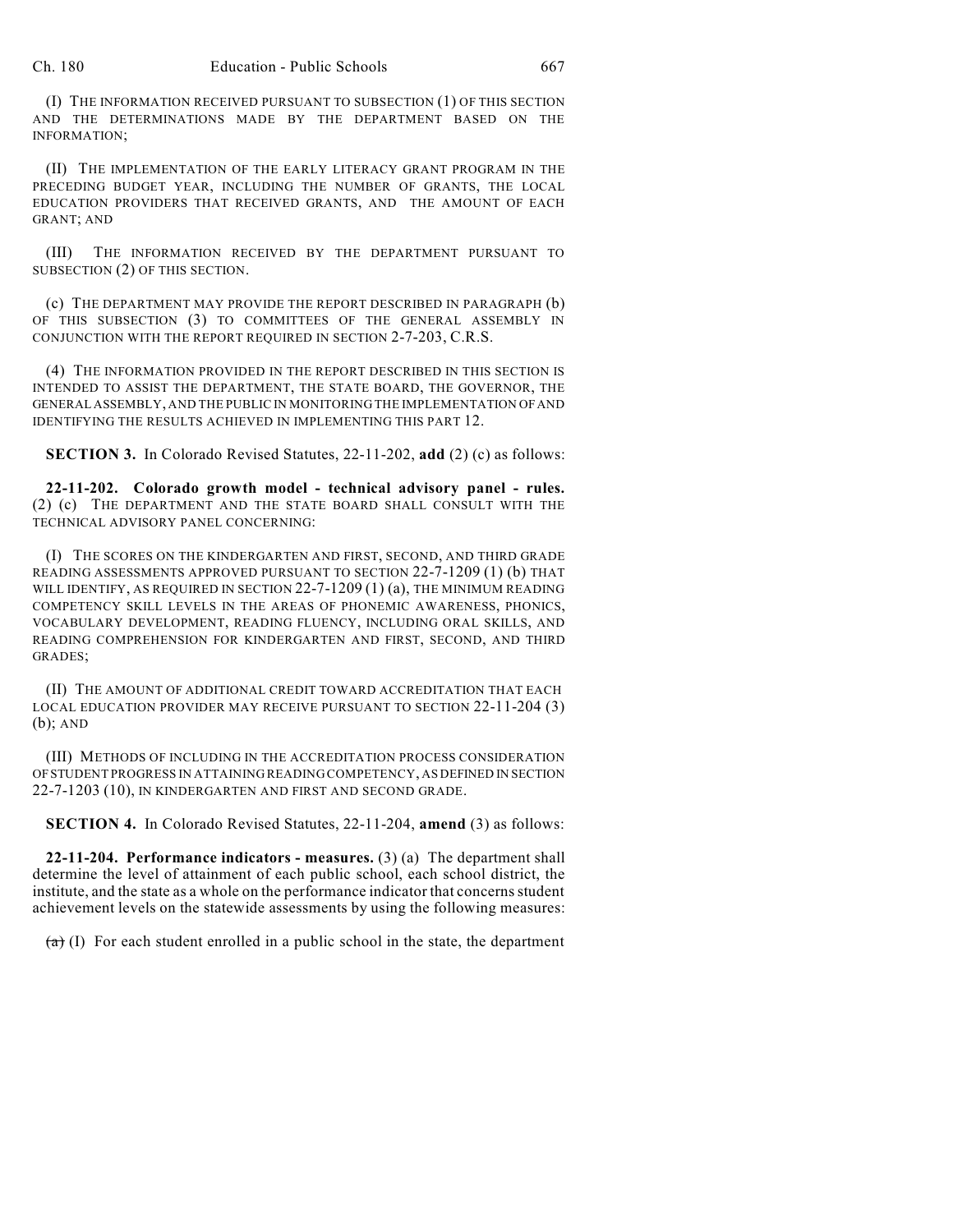(I) THE INFORMATION RECEIVED PURSUANT TO SUBSECTION (1) OF THIS SECTION AND THE DETERMINATIONS MADE BY THE DEPARTMENT BASED ON THE INFORMATION;

(II) THE IMPLEMENTATION OF THE EARLY LITERACY GRANT PROGRAM IN THE PRECEDING BUDGET YEAR, INCLUDING THE NUMBER OF GRANTS, THE LOCAL EDUCATION PROVIDERS THAT RECEIVED GRANTS, AND THE AMOUNT OF EACH GRANT; AND

(III) THE INFORMATION RECEIVED BY THE DEPARTMENT PURSUANT TO SUBSECTION (2) OF THIS SECTION.

(c) THE DEPARTMENT MAY PROVIDE THE REPORT DESCRIBED IN PARAGRAPH (b) OF THIS SUBSECTION (3) TO COMMITTEES OF THE GENERAL ASSEMBLY IN CONJUNCTION WITH THE REPORT REQUIRED IN SECTION 2-7-203, C.R.S.

(4) THE INFORMATION PROVIDED IN THE REPORT DESCRIBED IN THIS SECTION IS INTENDED TO ASSIST THE DEPARTMENT, THE STATE BOARD, THE GOVERNOR, THE GENERAL ASSEMBLY, AND THE PUBLIC IN MONITORING THE IMPLEMENTATION OF AND IDENTIFYING THE RESULTS ACHIEVED IN IMPLEMENTING THIS PART 12.

**SECTION 3.** In Colorado Revised Statutes, 22-11-202, **add** (2) (c) as follows:

**22-11-202. Colorado growth model - technical advisory panel - rules.** (2) (c) THE DEPARTMENT AND THE STATE BOARD SHALL CONSULT WITH THE TECHNICAL ADVISORY PANEL CONCERNING:

(I) THE SCORES ON THE KINDERGARTEN AND FIRST, SECOND, AND THIRD GRADE READING ASSESSMENTS APPROVED PURSUANT TO SECTION 22-7-1209 (1) (b) THAT WILL IDENTIFY, AS REQUIRED IN SECTION 22-7-1209 (1) (a), THE MINIMUM READING COMPETENCY SKILL LEVELS IN THE AREAS OF PHONEMIC AWARENESS, PHONICS, VOCABULARY DEVELOPMENT, READING FLUENCY, INCLUDING ORAL SKILLS, AND READING COMPREHENSION FOR KINDERGARTEN AND FIRST, SECOND, AND THIRD GRADES;

(II) THE AMOUNT OF ADDITIONAL CREDIT TOWARD ACCREDITATION THAT EACH LOCAL EDUCATION PROVIDER MAY RECEIVE PURSUANT TO SECTION 22-11-204 (3) (b); AND

(III) METHODS OF INCLUDING IN THE ACCREDITATION PROCESS CONSIDERATION OF STUDENT PROGRESS IN ATTAINING READING COMPETENCY, AS DEFINED IN SECTION 22-7-1203 (10), IN KINDERGARTEN AND FIRST AND SECOND GRADE.

**SECTION 4.** In Colorado Revised Statutes, 22-11-204, **amend** (3) as follows:

**22-11-204. Performance indicators - measures.** (3) (a) The department shall determine the level of attainment of each public school, each school district, the institute, and the state as a whole on the performance indicator that concerns student achievement levels on the statewide assessments by using the following measures:

~~(a)~~ (I) For each student enrolled in a public school in the state, the department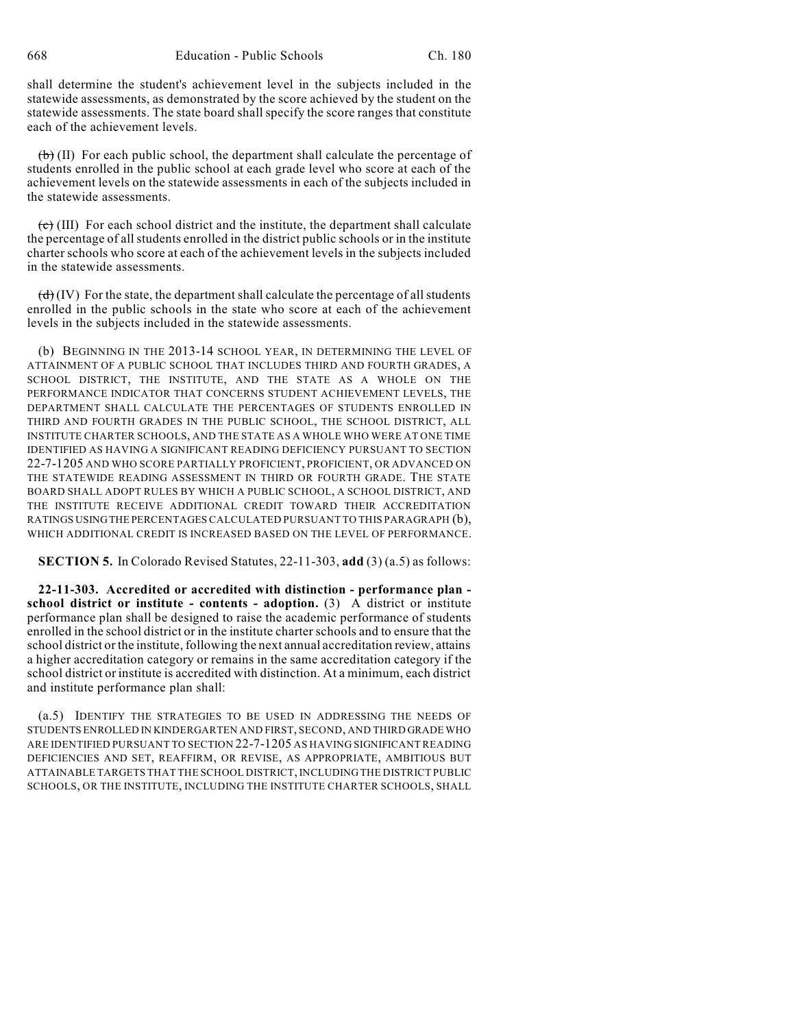shall determine the student's achievement level in the subjects included in the statewide assessments, as demonstrated by the score achieved by the student on the statewide assessments. The state board shall specify the score ranges that constitute each of the achievement levels.

~~(b)~~ (II) For each public school, the department shall calculate the percentage of students enrolled in the public school at each grade level who score at each of the achievement levels on the statewide assessments in each of the subjects included in the statewide assessments.

~~(c)~~ (III) For each school district and the institute, the department shall calculate the percentage of all students enrolled in the district public schools or in the institute charter schools who score at each of the achievement levels in the subjects included in the statewide assessments.

~~(d)~~ (IV) For the state, the department shall calculate the percentage of all students enrolled in the public schools in the state who score at each of the achievement levels in the subjects included in the statewide assessments.

(b) BEGINNING IN THE 2013-14 SCHOOL YEAR, IN DETERMINING THE LEVEL OF ATTAINMENT OF A PUBLIC SCHOOL THAT INCLUDES THIRD AND FOURTH GRADES, A SCHOOL DISTRICT, THE INSTITUTE, AND THE STATE AS A WHOLE ON THE PERFORMANCE INDICATOR THAT CONCERNS STUDENT ACHIEVEMENT LEVELS, THE DEPARTMENT SHALL CALCULATE THE PERCENTAGES OF STUDENTS ENROLLED IN THIRD AND FOURTH GRADES IN THE PUBLIC SCHOOL, THE SCHOOL DISTRICT, ALL INSTITUTE CHARTER SCHOOLS, AND THE STATE AS A WHOLE WHO WERE AT ONE TIME IDENTIFIED AS HAVING A SIGNIFICANT READING DEFICIENCY PURSUANT TO SECTION 22-7-1205 AND WHO SCORE PARTIALLY PROFICIENT, PROFICIENT, OR ADVANCED ON THE STATEWIDE READING ASSESSMENT IN THIRD OR FOURTH GRADE. THE STATE BOARD SHALL ADOPT RULES BY WHICH A PUBLIC SCHOOL, A SCHOOL DISTRICT, AND THE INSTITUTE RECEIVE ADDITIONAL CREDIT TOWARD THEIR ACCREDITATION RATINGS USING THE PERCENTAGES CALCULATED PURSUANT TO THIS PARAGRAPH (b), WHICH ADDITIONAL CREDIT IS INCREASED BASED ON THE LEVEL OF PERFORMANCE.

**SECTION 5.** In Colorado Revised Statutes, 22-11-303, **add** (3) (a.5) as follows:

**22-11-303. Accredited or accredited with distinction - performance plan - school district or institute - contents - adoption.** (3) A district or institute performance plan shall be designed to raise the academic performance of students enrolled in the school district or in the institute charter schools and to ensure that the school district or the institute, following the next annual accreditation review, attains a higher accreditation category or remains in the same accreditation category if the school district or institute is accredited with distinction. At a minimum, each district and institute performance plan shall:

(a.5) IDENTIFY THE STRATEGIES TO BE USED IN ADDRESSING THE NEEDS OF STUDENTS ENROLLED IN KINDERGARTEN AND FIRST, SECOND, AND THIRD GRADE WHO ARE IDENTIFIED PURSUANT TO SECTION 22-7-1205 AS HAVING SIGNIFICANT READING DEFICIENCIES AND SET, REAFFIRM, OR REVISE, AS APPROPRIATE, AMBITIOUS BUT ATTAINABLE TARGETS THAT THE SCHOOL DISTRICT, INCLUDING THE DISTRICT PUBLIC SCHOOLS, OR THE INSTITUTE, INCLUDING THE INSTITUTE CHARTER SCHOOLS, SHALL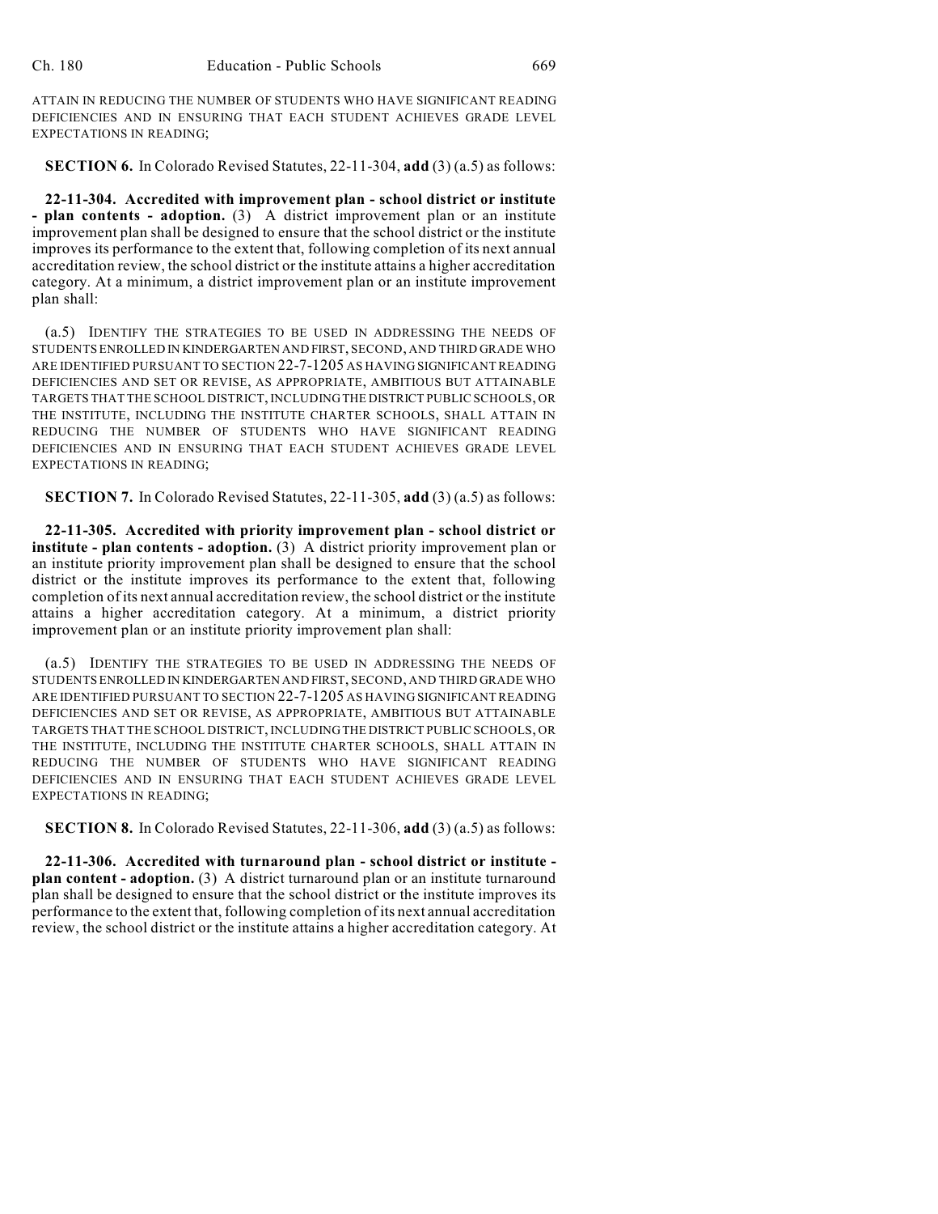ATTAIN IN REDUCING THE NUMBER OF STUDENTS WHO HAVE SIGNIFICANT READING DEFICIENCIES AND IN ENSURING THAT EACH STUDENT ACHIEVES GRADE LEVEL EXPECTATIONS IN READING;

**SECTION 6.** In Colorado Revised Statutes, 22-11-304, **add** (3) (a.5) as follows:

**22-11-304. Accredited with improvement plan - school district or institute - plan contents - adoption.** (3) A district improvement plan or an institute improvement plan shall be designed to ensure that the school district or the institute improves its performance to the extent that, following completion of its next annual accreditation review, the school district or the institute attains a higher accreditation category. At a minimum, a district improvement plan or an institute improvement plan shall:

(a.5) IDENTIFY THE STRATEGIES TO BE USED IN ADDRESSING THE NEEDS OF STUDENTS ENROLLED IN KINDERGARTEN AND FIRST, SECOND, AND THIRD GRADE WHO ARE IDENTIFIED PURSUANT TO SECTION 22-7-1205 AS HAVING SIGNIFICANT READING DEFICIENCIES AND SET OR REVISE, AS APPROPRIATE, AMBITIOUS BUT ATTAINABLE TARGETS THAT THE SCHOOL DISTRICT, INCLUDING THE DISTRICT PUBLIC SCHOOLS, OR THE INSTITUTE, INCLUDING THE INSTITUTE CHARTER SCHOOLS, SHALL ATTAIN IN REDUCING THE NUMBER OF STUDENTS WHO HAVE SIGNIFICANT READING DEFICIENCIES AND IN ENSURING THAT EACH STUDENT ACHIEVES GRADE LEVEL EXPECTATIONS IN READING;

**SECTION 7.** In Colorado Revised Statutes, 22-11-305, **add** (3) (a.5) as follows:

**22-11-305. Accredited with priority improvement plan - school district or institute - plan contents - adoption.** (3) A district priority improvement plan or an institute priority improvement plan shall be designed to ensure that the school district or the institute improves its performance to the extent that, following completion of its next annual accreditation review, the school district or the institute attains a higher accreditation category. At a minimum, a district priority improvement plan or an institute priority improvement plan shall:

(a.5) IDENTIFY THE STRATEGIES TO BE USED IN ADDRESSING THE NEEDS OF STUDENTS ENROLLED IN KINDERGARTEN AND FIRST, SECOND, AND THIRD GRADE WHO ARE IDENTIFIED PURSUANT TO SECTION 22-7-1205 AS HAVING SIGNIFICANT READING DEFICIENCIES AND SET OR REVISE, AS APPROPRIATE, AMBITIOUS BUT ATTAINABLE TARGETS THAT THE SCHOOL DISTRICT, INCLUDING THE DISTRICT PUBLIC SCHOOLS, OR THE INSTITUTE, INCLUDING THE INSTITUTE CHARTER SCHOOLS, SHALL ATTAIN IN REDUCING THE NUMBER OF STUDENTS WHO HAVE SIGNIFICANT READING DEFICIENCIES AND IN ENSURING THAT EACH STUDENT ACHIEVES GRADE LEVEL EXPECTATIONS IN READING;

**SECTION 8.** In Colorado Revised Statutes, 22-11-306, **add** (3) (a.5) as follows:

**22-11-306. Accredited with turnaround plan - school district or institute - plan content - adoption.** (3) A district turnaround plan or an institute turnaround plan shall be designed to ensure that the school district or the institute improves its performance to the extent that, following completion of its next annual accreditation review, the school district or the institute attains a higher accreditation category. At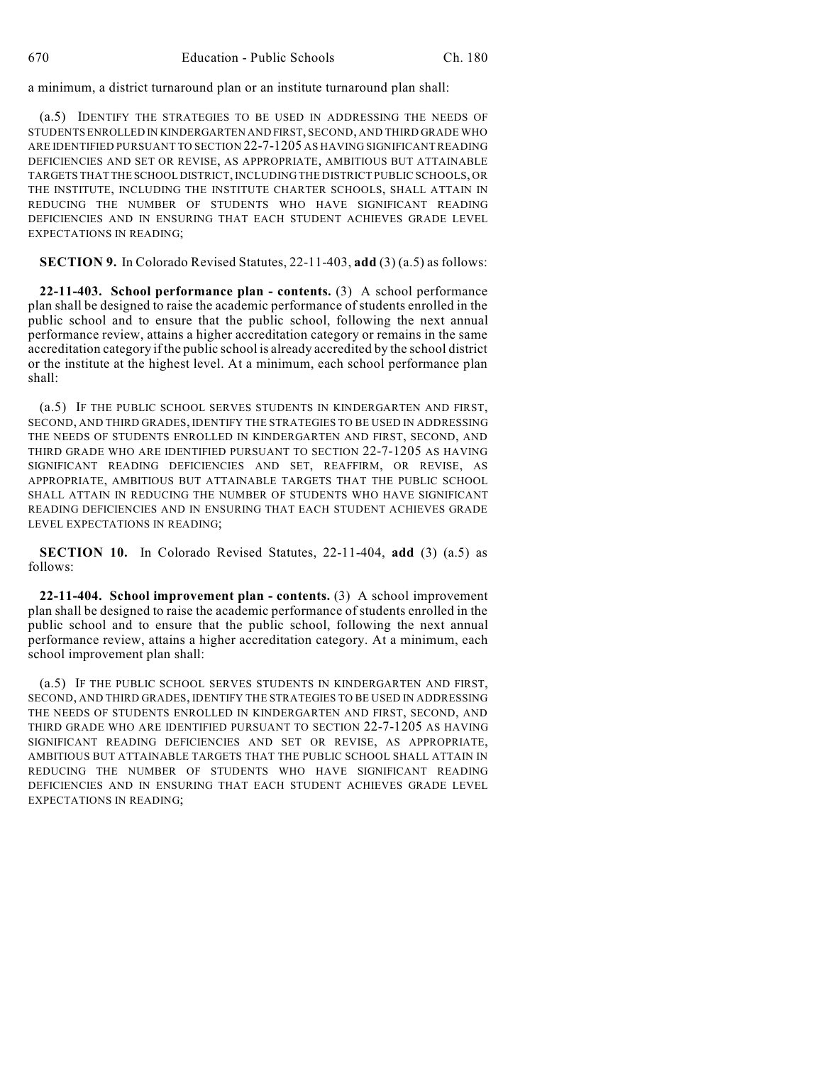a minimum, a district turnaround plan or an institute turnaround plan shall:

(a.5) IDENTIFY THE STRATEGIES TO BE USED IN ADDRESSING THE NEEDS OF STUDENTS ENROLLED IN KINDERGARTEN AND FIRST, SECOND, AND THIRD GRADE WHO ARE IDENTIFIED PURSUANT TO SECTION 22-7-1205 AS HAVING SIGNIFICANT READING DEFICIENCIES AND SET OR REVISE, AS APPROPRIATE, AMBITIOUS BUT ATTAINABLE TARGETS THAT THE SCHOOL DISTRICT, INCLUDING THE DISTRICT PUBLIC SCHOOLS, OR THE INSTITUTE, INCLUDING THE INSTITUTE CHARTER SCHOOLS, SHALL ATTAIN IN REDUCING THE NUMBER OF STUDENTS WHO HAVE SIGNIFICANT READING DEFICIENCIES AND IN ENSURING THAT EACH STUDENT ACHIEVES GRADE LEVEL EXPECTATIONS IN READING;

**SECTION 9.** In Colorado Revised Statutes, 22-11-403, **add** (3) (a.5) as follows:

**22-11-403. School performance plan - contents.** (3) A school performance plan shall be designed to raise the academic performance of students enrolled in the public school and to ensure that the public school, following the next annual performance review, attains a higher accreditation category or remains in the same accreditation category if the public school is already accredited by the school district or the institute at the highest level. At a minimum, each school performance plan shall:

(a.5) IF THE PUBLIC SCHOOL SERVES STUDENTS IN KINDERGARTEN AND FIRST, SECOND, AND THIRD GRADES, IDENTIFY THE STRATEGIES TO BE USED IN ADDRESSING THE NEEDS OF STUDENTS ENROLLED IN KINDERGARTEN AND FIRST, SECOND, AND THIRD GRADE WHO ARE IDENTIFIED PURSUANT TO SECTION 22-7-1205 AS HAVING SIGNIFICANT READING DEFICIENCIES AND SET, REAFFIRM, OR REVISE, AS APPROPRIATE, AMBITIOUS BUT ATTAINABLE TARGETS THAT THE PUBLIC SCHOOL SHALL ATTAIN IN REDUCING THE NUMBER OF STUDENTS WHO HAVE SIGNIFICANT READING DEFICIENCIES AND IN ENSURING THAT EACH STUDENT ACHIEVES GRADE LEVEL EXPECTATIONS IN READING;

**SECTION 10.** In Colorado Revised Statutes, 22-11-404, **add** (3) (a.5) as follows:

**22-11-404. School improvement plan - contents.** (3) A school improvement plan shall be designed to raise the academic performance of students enrolled in the public school and to ensure that the public school, following the next annual performance review, attains a higher accreditation category. At a minimum, each school improvement plan shall:

(a.5) IF THE PUBLIC SCHOOL SERVES STUDENTS IN KINDERGARTEN AND FIRST, SECOND, AND THIRD GRADES, IDENTIFY THE STRATEGIES TO BE USED IN ADDRESSING THE NEEDS OF STUDENTS ENROLLED IN KINDERGARTEN AND FIRST, SECOND, AND THIRD GRADE WHO ARE IDENTIFIED PURSUANT TO SECTION 22-7-1205 AS HAVING SIGNIFICANT READING DEFICIENCIES AND SET OR REVISE, AS APPROPRIATE, AMBITIOUS BUT ATTAINABLE TARGETS THAT THE PUBLIC SCHOOL SHALL ATTAIN IN REDUCING THE NUMBER OF STUDENTS WHO HAVE SIGNIFICANT READING DEFICIENCIES AND IN ENSURING THAT EACH STUDENT ACHIEVES GRADE LEVEL EXPECTATIONS IN READING;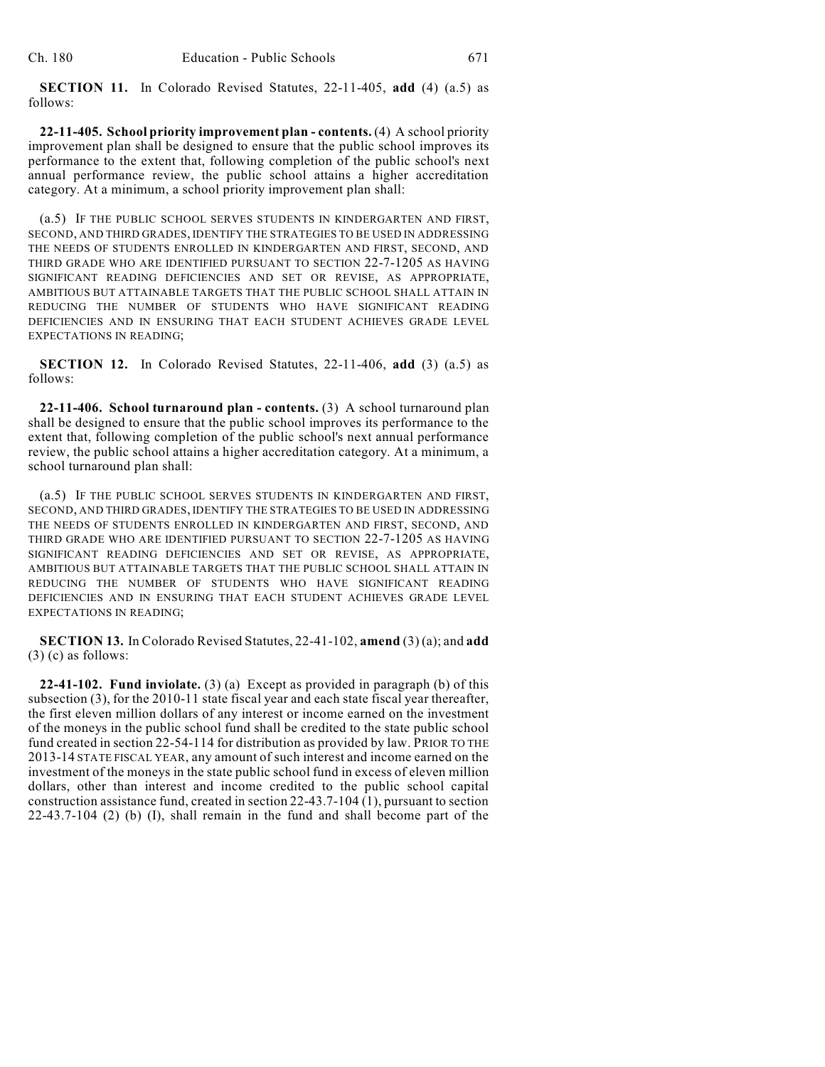**SECTION 11.** In Colorado Revised Statutes, 22-11-405, **add** (4) (a.5) as follows:

**22-11-405. School priority improvement plan - contents.** (4) A school priority improvement plan shall be designed to ensure that the public school improves its performance to the extent that, following completion of the public school's next annual performance review, the public school attains a higher accreditation category. At a minimum, a school priority improvement plan shall:

(a.5) IF THE PUBLIC SCHOOL SERVES STUDENTS IN KINDERGARTEN AND FIRST, SECOND, AND THIRD GRADES, IDENTIFY THE STRATEGIES TO BE USED IN ADDRESSING THE NEEDS OF STUDENTS ENROLLED IN KINDERGARTEN AND FIRST, SECOND, AND THIRD GRADE WHO ARE IDENTIFIED PURSUANT TO SECTION 22-7-1205 AS HAVING SIGNIFICANT READING DEFICIENCIES AND SET OR REVISE, AS APPROPRIATE, AMBITIOUS BUT ATTAINABLE TARGETS THAT THE PUBLIC SCHOOL SHALL ATTAIN IN REDUCING THE NUMBER OF STUDENTS WHO HAVE SIGNIFICANT READING DEFICIENCIES AND IN ENSURING THAT EACH STUDENT ACHIEVES GRADE LEVEL EXPECTATIONS IN READING;

**SECTION 12.** In Colorado Revised Statutes, 22-11-406, **add** (3) (a.5) as follows:

**22-11-406. School turnaround plan - contents.** (3) A school turnaround plan shall be designed to ensure that the public school improves its performance to the extent that, following completion of the public school's next annual performance review, the public school attains a higher accreditation category. At a minimum, a school turnaround plan shall:

(a.5) IF THE PUBLIC SCHOOL SERVES STUDENTS IN KINDERGARTEN AND FIRST, SECOND, AND THIRD GRADES, IDENTIFY THE STRATEGIES TO BE USED IN ADDRESSING THE NEEDS OF STUDENTS ENROLLED IN KINDERGARTEN AND FIRST, SECOND, AND THIRD GRADE WHO ARE IDENTIFIED PURSUANT TO SECTION 22-7-1205 AS HAVING SIGNIFICANT READING DEFICIENCIES AND SET OR REVISE, AS APPROPRIATE, AMBITIOUS BUT ATTAINABLE TARGETS THAT THE PUBLIC SCHOOL SHALL ATTAIN IN REDUCING THE NUMBER OF STUDENTS WHO HAVE SIGNIFICANT READING DEFICIENCIES AND IN ENSURING THAT EACH STUDENT ACHIEVES GRADE LEVEL EXPECTATIONS IN READING;

**SECTION 13.** In Colorado Revised Statutes, 22-41-102, **amend** (3) (a); and **add** (3) (c) as follows:

**22-41-102. Fund inviolate.** (3) (a) Except as provided in paragraph (b) of this subsection (3), for the 2010-11 state fiscal year and each state fiscal year thereafter, the first eleven million dollars of any interest or income earned on the investment of the moneys in the public school fund shall be credited to the state public school fund created in section 22-54-114 for distribution as provided by law. PRIOR TO THE 2013-14 STATE FISCAL YEAR, any amount of such interest and income earned on the investment of the moneys in the state public school fund in excess of eleven million dollars, other than interest and income credited to the public school capital construction assistance fund, created in section 22-43.7-104 (1), pursuant to section 22-43.7-104 (2) (b) (I), shall remain in the fund and shall become part of the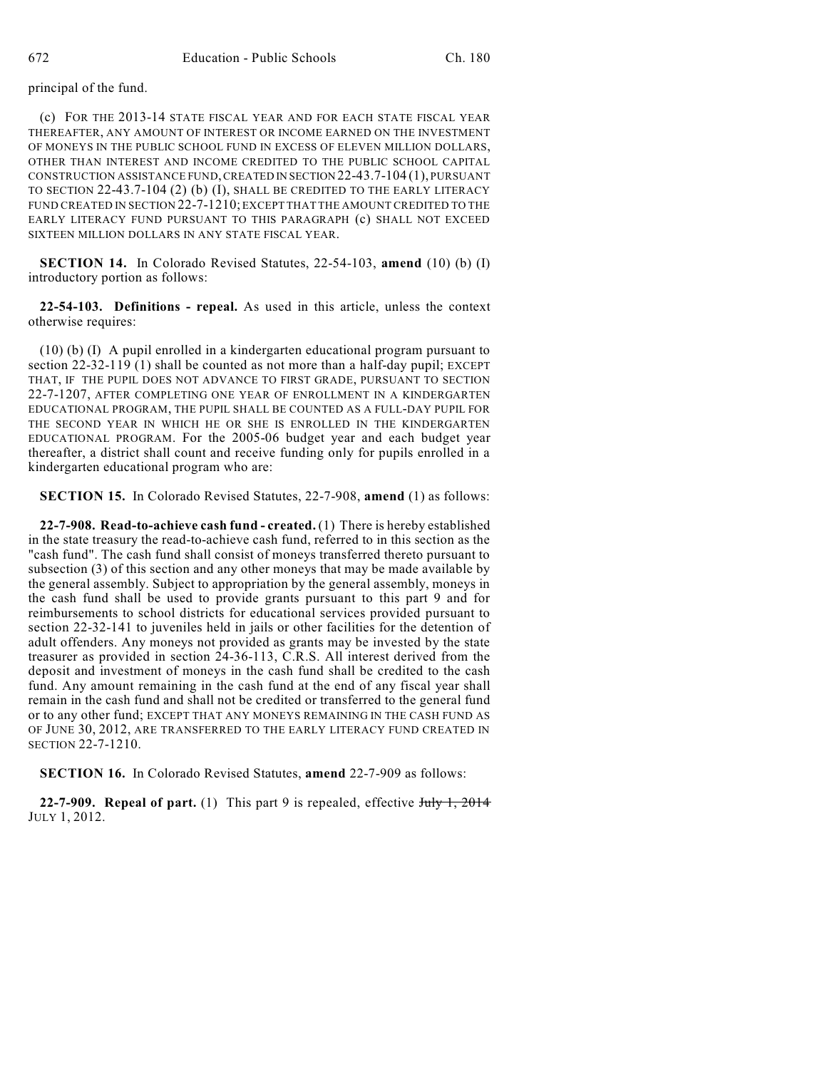principal of the fund.

(c) FOR THE 2013-14 STATE FISCAL YEAR AND FOR EACH STATE FISCAL YEAR THEREAFTER, ANY AMOUNT OF INTEREST OR INCOME EARNED ON THE INVESTMENT OF MONEYS IN THE PUBLIC SCHOOL FUND IN EXCESS OF ELEVEN MILLION DOLLARS, OTHER THAN INTEREST AND INCOME CREDITED TO THE PUBLIC SCHOOL CAPITAL CONSTRUCTION ASSISTANCE FUND, CREATED IN SECTION 22-43.7-104 (1), PURSUANT TO SECTION 22-43.7-104 (2) (b) (I), SHALL BE CREDITED TO THE EARLY LITERACY FUND CREATED IN SECTION 22-7-1210; EXCEPT THAT THE AMOUNT CREDITED TO THE EARLY LITERACY FUND PURSUANT TO THIS PARAGRAPH (c) SHALL NOT EXCEED SIXTEEN MILLION DOLLARS IN ANY STATE FISCAL YEAR.

**SECTION 14.** In Colorado Revised Statutes, 22-54-103, **amend** (10) (b) (I) introductory portion as follows:

**22-54-103. Definitions - repeal.** As used in this article, unless the context otherwise requires:

(10) (b) (I) A pupil enrolled in a kindergarten educational program pursuant to section 22-32-119 (1) shall be counted as not more than a half-day pupil; EXCEPT THAT, IF THE PUPIL DOES NOT ADVANCE TO FIRST GRADE, PURSUANT TO SECTION 22-7-1207, AFTER COMPLETING ONE YEAR OF ENROLLMENT IN A KINDERGARTEN EDUCATIONAL PROGRAM, THE PUPIL SHALL BE COUNTED AS A FULL-DAY PUPIL FOR THE SECOND YEAR IN WHICH HE OR SHE IS ENROLLED IN THE KINDERGARTEN EDUCATIONAL PROGRAM. For the 2005-06 budget year and each budget year thereafter, a district shall count and receive funding only for pupils enrolled in a kindergarten educational program who are:

**SECTION 15.** In Colorado Revised Statutes, 22-7-908, **amend** (1) as follows:

**22-7-908. Read-to-achieve cash fund - created.** (1) There is hereby established in the state treasury the read-to-achieve cash fund, referred to in this section as the "cash fund". The cash fund shall consist of moneys transferred thereto pursuant to subsection (3) of this section and any other moneys that may be made available by the general assembly. Subject to appropriation by the general assembly, moneys in the cash fund shall be used to provide grants pursuant to this part 9 and for reimbursements to school districts for educational services provided pursuant to section 22-32-141 to juveniles held in jails or other facilities for the detention of adult offenders. Any moneys not provided as grants may be invested by the state treasurer as provided in section 24-36-113, C.R.S. All interest derived from the deposit and investment of moneys in the cash fund shall be credited to the cash fund. Any amount remaining in the cash fund at the end of any fiscal year shall remain in the cash fund and shall not be credited or transferred to the general fund or to any other fund; EXCEPT THAT ANY MONEYS REMAINING IN THE CASH FUND AS OF JUNE 30, 2012, ARE TRANSFERRED TO THE EARLY LITERACY FUND CREATED IN SECTION 22-7-1210.

**SECTION 16.** In Colorado Revised Statutes, **amend** 22-7-909 as follows:

**22-7-909. Repeal of part.** (1) This part 9 is repealed, effective ~~July 1, 2014~~ JULY 1, 2012.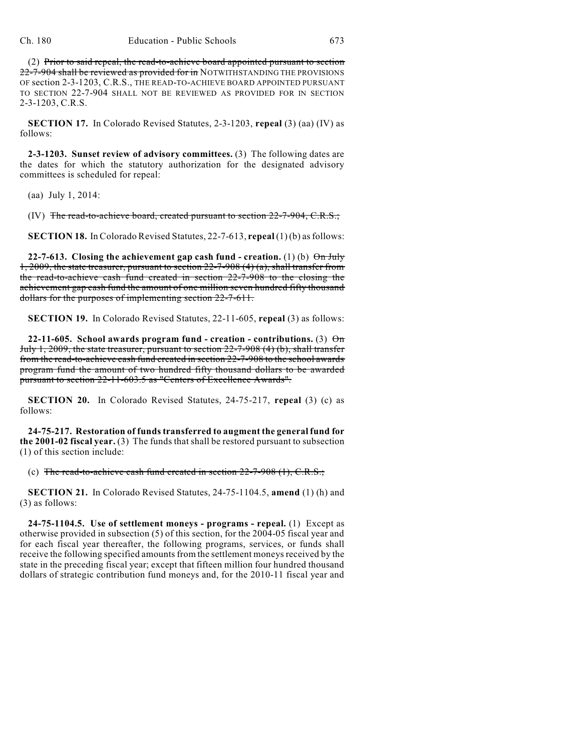(2) ~~Prior to said repeal, the read-to-achieve board appointed pursuant to section 22-7-904 shall be reviewed as provided for in~~ NOTWITHSTANDING THE PROVISIONS OF section 2-3-1203, C.R.S., THE READ-TO-ACHIEVE BOARD APPOINTED PURSUANT TO SECTION 22-7-904 SHALL NOT BE REVIEWED AS PROVIDED FOR IN SECTION 2-3-1203, C.R.S.

**SECTION 17.** In Colorado Revised Statutes, 2-3-1203, **repeal** (3) (aa) (IV) as follows:

**2-3-1203. Sunset review of advisory committees.** (3) The following dates are the dates for which the statutory authorization for the designated advisory committees is scheduled for repeal:

(aa) July 1, 2014:

(IV) ~~The read-to-achieve board, created pursuant to section 22-7-904, C.R.S.;~~

**SECTION 18.** In Colorado Revised Statutes, 22-7-613, **repeal** (1) (b) as follows:

**22-7-613. Closing the achievement gap cash fund - creation.** (1) (b) ~~On July 1, 2009, the state treasurer, pursuant to section 22-7-908 (4) (a), shall transfer from the read-to-achieve cash fund created in section 22-7-908 to the closing the achievement gap cash fund the amount of one million seven hundred fifty thousand dollars for the purposes of implementing section 22-7-611.~~

**SECTION 19.** In Colorado Revised Statutes, 22-11-605, **repeal** (3) as follows:

**22-11-605. School awards program fund - creation - contributions.** (3) ~~On July 1, 2009, the state treasurer, pursuant to section 22-7-908 (4) (b), shall transfer from the read-to-achieve cash fund created in section 22-7-908 to the school awards program fund the amount of two hundred fifty thousand dollars to be awarded pursuant to section 22-11-603.5 as "Centers of Excellence Awards".~~

**SECTION 20.** In Colorado Revised Statutes, 24-75-217, **repeal** (3) (c) as follows:

**24-75-217. Restoration of funds transferred to augment the general fund for the 2001-02 fiscal year.** (3) The funds that shall be restored pursuant to subsection (1) of this section include:

(c) ~~The read-to-achieve cash fund created in section 22-7-908 (1), C.R.S.;~~

**SECTION 21.** In Colorado Revised Statutes, 24-75-1104.5, **amend** (1) (h) and (3) as follows:

**24-75-1104.5. Use of settlement moneys - programs - repeal.** (1) Except as otherwise provided in subsection (5) of this section, for the 2004-05 fiscal year and for each fiscal year thereafter, the following programs, services, or funds shall receive the following specified amounts from the settlement moneys received by the state in the preceding fiscal year; except that fifteen million four hundred thousand dollars of strategic contribution fund moneys and, for the 2010-11 fiscal year and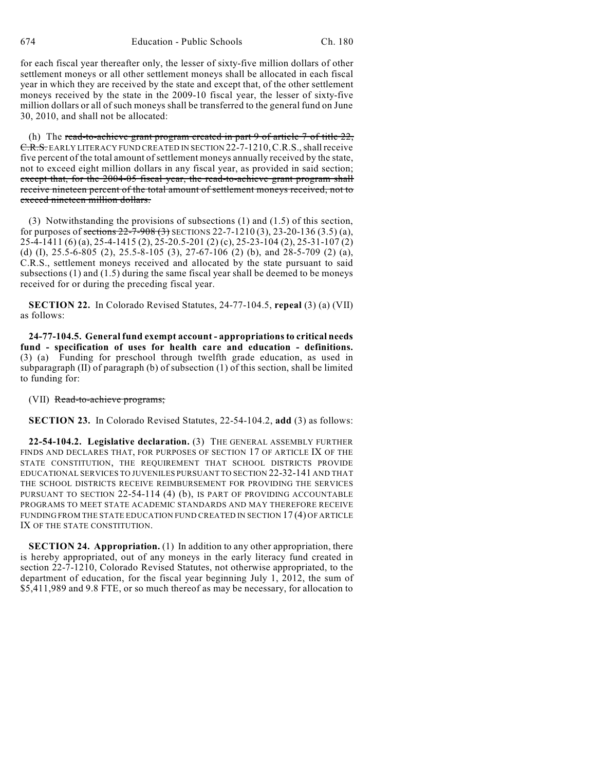for each fiscal year thereafter only, the lesser of sixty-five million dollars of other settlement moneys or all other settlement moneys shall be allocated in each fiscal year in which they are received by the state and except that, of the other settlement moneys received by the state in the 2009-10 fiscal year, the lesser of sixty-five million dollars or all of such moneys shall be transferred to the general fund on June 30, 2010, and shall not be allocated:

(h) The ~~read-to-achieve grant program created in part 9 of article 7 of title 22, C.R.S.~~ EARLY LITERACY FUND CREATED IN SECTION 22-7-1210, C.R.S., shall receive five percent of the total amount of settlement moneys annually received by the state, not to exceed eight million dollars in any fiscal year, as provided in said section; ~~except that, for the 2004-05 fiscal year, the read-to-achieve grant program shall receive nineteen percent of the total amount of settlement moneys received, not to exceed nineteen million dollars.~~

(3) Notwithstanding the provisions of subsections (1) and (1.5) of this section, for purposes of ~~sections 22-7-908 (3)~~ SECTIONS 22-7-1210 (3), 23-20-136 (3.5) (a), 25-4-1411 (6) (a), 25-4-1415 (2), 25-20.5-201 (2) (c), 25-23-104 (2), 25-31-107 (2) (d) (I), 25.5-6-805 (2), 25.5-8-105 (3), 27-67-106 (2) (b), and 28-5-709 (2) (a), C.R.S., settlement moneys received and allocated by the state pursuant to said subsections (1) and (1.5) during the same fiscal year shall be deemed to be moneys received for or during the preceding fiscal year.

**SECTION 22.** In Colorado Revised Statutes, 24-77-104.5, **repeal** (3) (a) (VII) as follows:

**24-77-104.5. General fund exempt account - appropriations to critical needs fund - specification of uses for health care and education - definitions.** (3) (a) Funding for preschool through twelfth grade education, as used in subparagraph (II) of paragraph (b) of subsection (1) of this section, shall be limited to funding for:

(VII) ~~Read-to-achieve programs;~~

**SECTION 23.** In Colorado Revised Statutes, 22-54-104.2, **add** (3) as follows:

**22-54-104.2. Legislative declaration.** (3) THE GENERAL ASSEMBLY FURTHER FINDS AND DECLARES THAT, FOR PURPOSES OF SECTION 17 OF ARTICLE IX OF THE STATE CONSTITUTION, THE REQUIREMENT THAT SCHOOL DISTRICTS PROVIDE EDUCATIONAL SERVICES TO JUVENILES PURSUANT TO SECTION 22-32-141 AND THAT THE SCHOOL DISTRICTS RECEIVE REIMBURSEMENT FOR PROVIDING THE SERVICES PURSUANT TO SECTION 22-54-114 (4) (b), IS PART OF PROVIDING ACCOUNTABLE PROGRAMS TO MEET STATE ACADEMIC STANDARDS AND MAY THEREFORE RECEIVE FUNDING FROM THE STATE EDUCATION FUND CREATED IN SECTION 17 (4) OF ARTICLE IX OF THE STATE CONSTITUTION.

**SECTION 24. Appropriation.** (1) In addition to any other appropriation, there is hereby appropriated, out of any moneys in the early literacy fund created in section 22-7-1210, Colorado Revised Statutes, not otherwise appropriated, to the department of education, for the fiscal year beginning July 1, 2012, the sum of $5,411,989 and 9.8 FTE, or so much thereof as may be necessary, for allocation to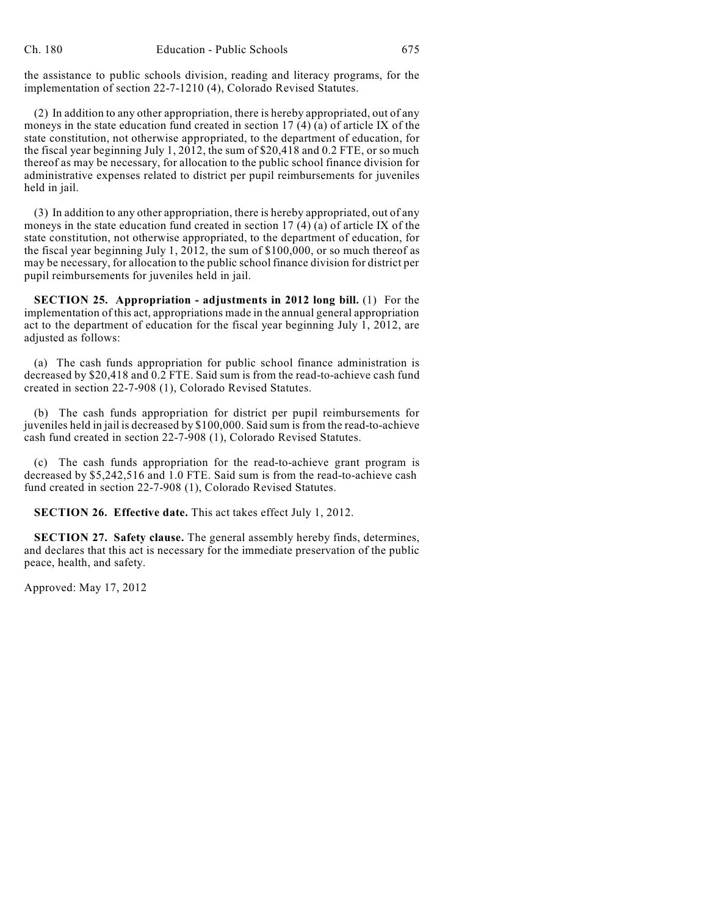the assistance to public schools division, reading and literacy programs, for the implementation of section 22-7-1210 (4), Colorado Revised Statutes.

(2) In addition to any other appropriation, there is hereby appropriated, out of any moneys in the state education fund created in section 17 (4) (a) of article IX of the state constitution, not otherwise appropriated, to the department of education, for the fiscal year beginning July 1, 2012, the sum of $20,418 and 0.2 FTE, or so much thereof as may be necessary, for allocation to the public school finance division for administrative expenses related to district per pupil reimbursements for juveniles held in jail.

(3) In addition to any other appropriation, there is hereby appropriated, out of any moneys in the state education fund created in section 17 (4) (a) of article IX of the state constitution, not otherwise appropriated, to the department of education, for the fiscal year beginning July 1, 2012, the sum of $100,000, or so much thereof as may be necessary, for allocation to the public school finance division for district per pupil reimbursements for juveniles held in jail.

**SECTION 25. Appropriation - adjustments in 2012 long bill.** (1) For the implementation of this act, appropriations made in the annual general appropriation act to the department of education for the fiscal year beginning July 1, 2012, are adjusted as follows:

(a) The cash funds appropriation for public school finance administration is decreased by $20,418 and 0.2 FTE. Said sum is from the read-to-achieve cash fund created in section 22-7-908 (1), Colorado Revised Statutes.

(b) The cash funds appropriation for district per pupil reimbursements for juveniles held in jail is decreased by $100,000. Said sum is from the read-to-achieve cash fund created in section 22-7-908 (1), Colorado Revised Statutes.

(c) The cash funds appropriation for the read-to-achieve grant program is decreased by $5,242,516 and 1.0 FTE. Said sum is from the read-to-achieve cash fund created in section 22-7-908 (1), Colorado Revised Statutes.

**SECTION 26. Effective date.** This act takes effect July 1, 2012.

**SECTION 27. Safety clause.** The general assembly hereby finds, determines, and declares that this act is necessary for the immediate preservation of the public peace, health, and safety.

Approved: May 17, 2012